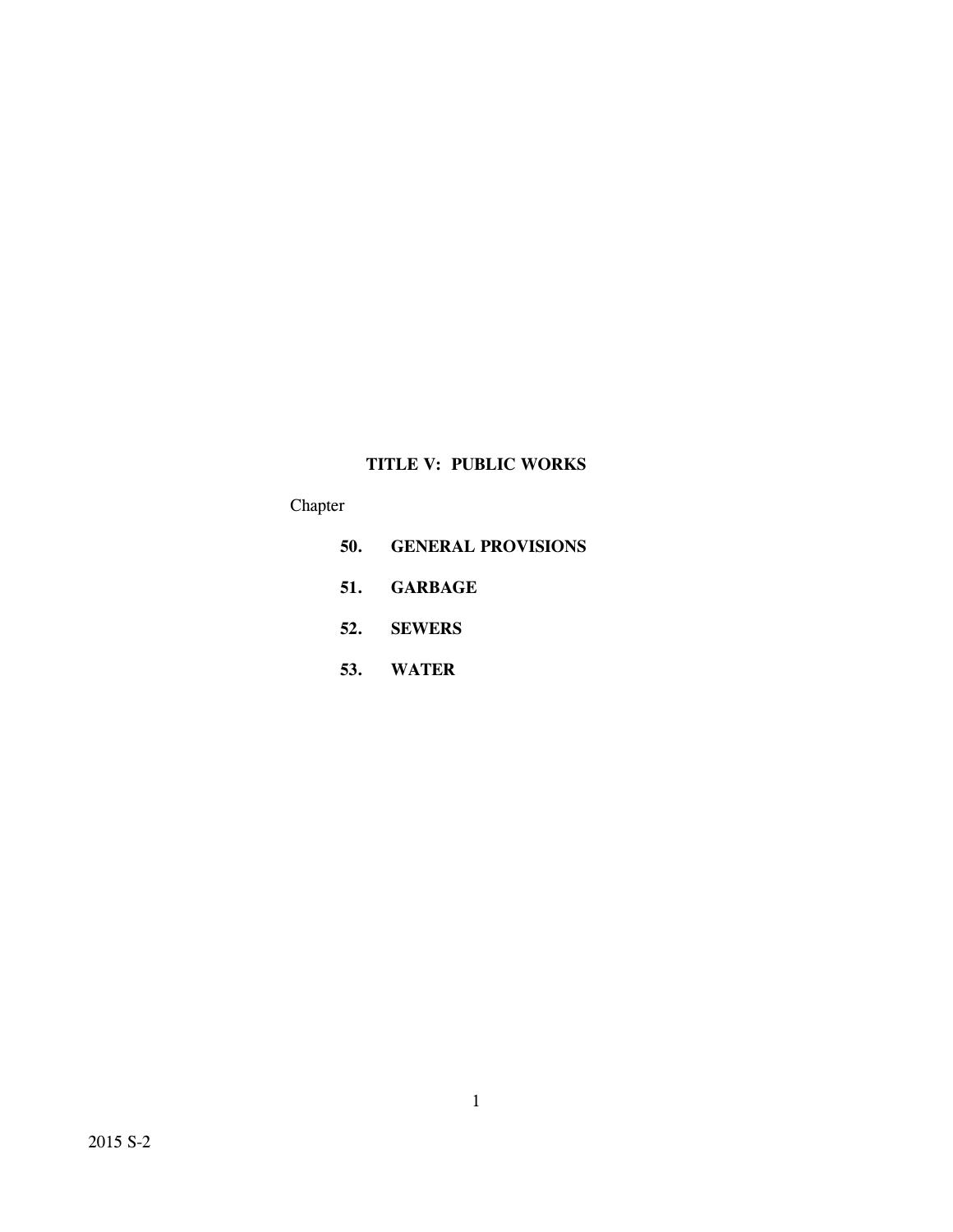# TITLE V: PUBLIC WORKS

Chapter

**50. GENERAL PROVISIONS**

**51. GARBAGE**

**52. SEWERS**

**53. WATER**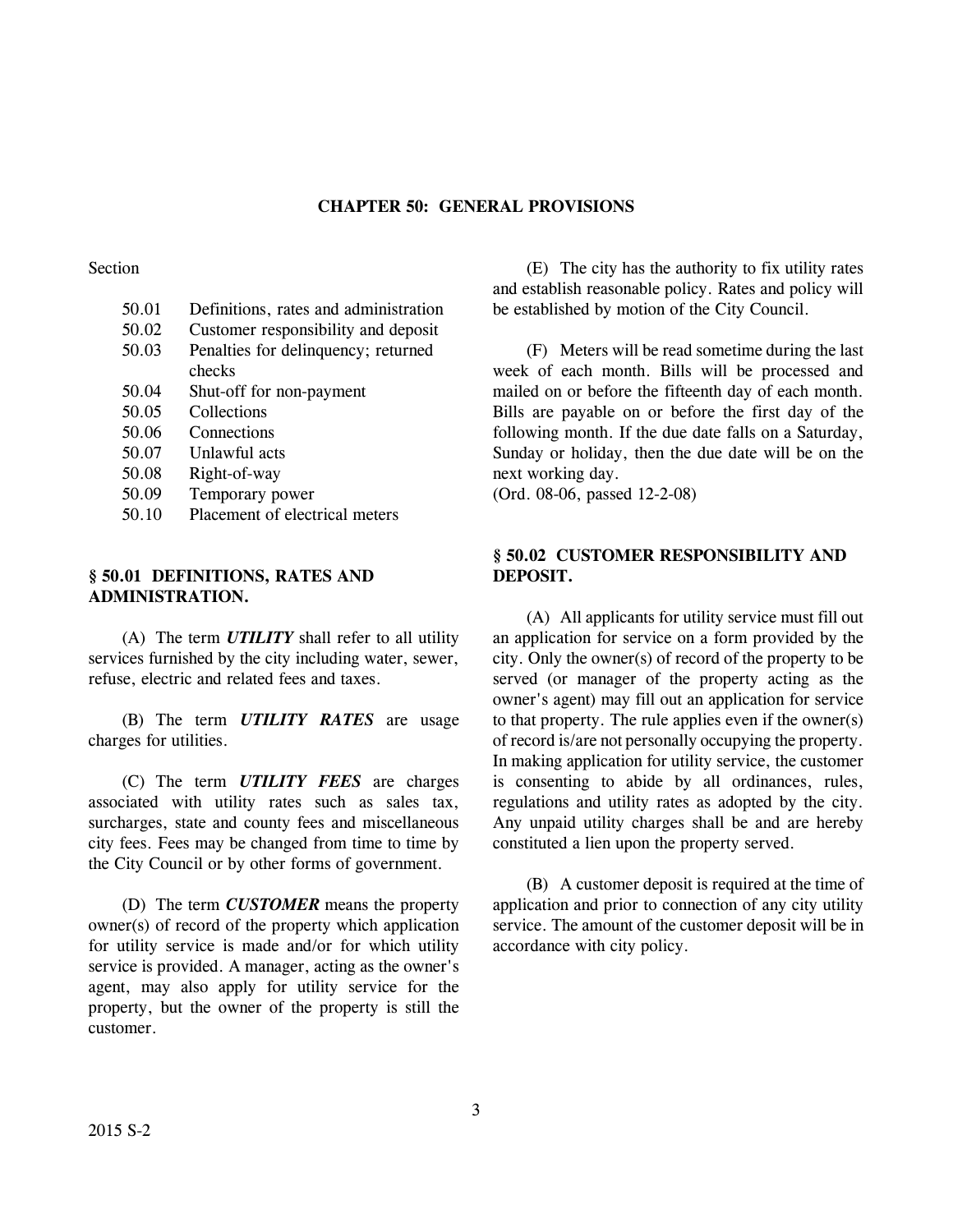# CHAPTER 50: GENERAL PROVISIONS

Section

| | |
|---|---|
| 50.01 | Definitions, rates and administration |
| 50.02 | Customer responsibility and deposit |
| 50.03 | Penalties for delinquency; returned checks |
| 50.04 | Shut-off for non-payment |
| 50.05 | Collections |
| 50.06 | Connections |
| 50.07 | Unlawful acts |
| 50.08 | Right-of-way |
| 50.09 | Temporary power |
| 50.10 | Placement of electrical meters |

## § 50.01 DEFINITIONS, RATES AND ADMINISTRATION.

(A) The term ***UTILITY*** shall refer to all utility services furnished by the city including water, sewer, refuse, electric and related fees and taxes.

(B) The term ***UTILITY RATES*** are usage charges for utilities.

(C) The term ***UTILITY FEES*** are charges associated with utility rates such as sales tax, surcharges, state and county fees and miscellaneous city fees. Fees may be changed from time to time by the City Council or by other forms of government.

(D) The term ***CUSTOMER*** means the property owner(s) of record of the property which application for utility service is made and/or for which utility service is provided. A manager, acting as the owner's agent, may also apply for utility service for the property, but the owner of the property is still the customer.

(E) The city has the authority to fix utility rates and establish reasonable policy. Rates and policy will be established by motion of the City Council.

(F) Meters will be read sometime during the last week of each month. Bills will be processed and mailed on or before the fifteenth day of each month. Bills are payable on or before the first day of the following month. If the due date falls on a Saturday, Sunday or holiday, then the due date will be on the next working day.

(Ord. 08-06, passed 12-2-08)

## § 50.02 CUSTOMER RESPONSIBILITY AND DEPOSIT.

(A) All applicants for utility service must fill out an application for service on a form provided by the city. Only the owner(s) of record of the property to be served (or manager of the property acting as the owner's agent) may fill out an application for service to that property. The rule applies even if the owner(s) of record is/are not personally occupying the property. In making application for utility service, the customer is consenting to abide by all ordinances, rules, regulations and utility rates as adopted by the city. Any unpaid utility charges shall be and are hereby constituted a lien upon the property served.

(B) A customer deposit is required at the time of application and prior to connection of any city utility service. The amount of the customer deposit will be in accordance with city policy.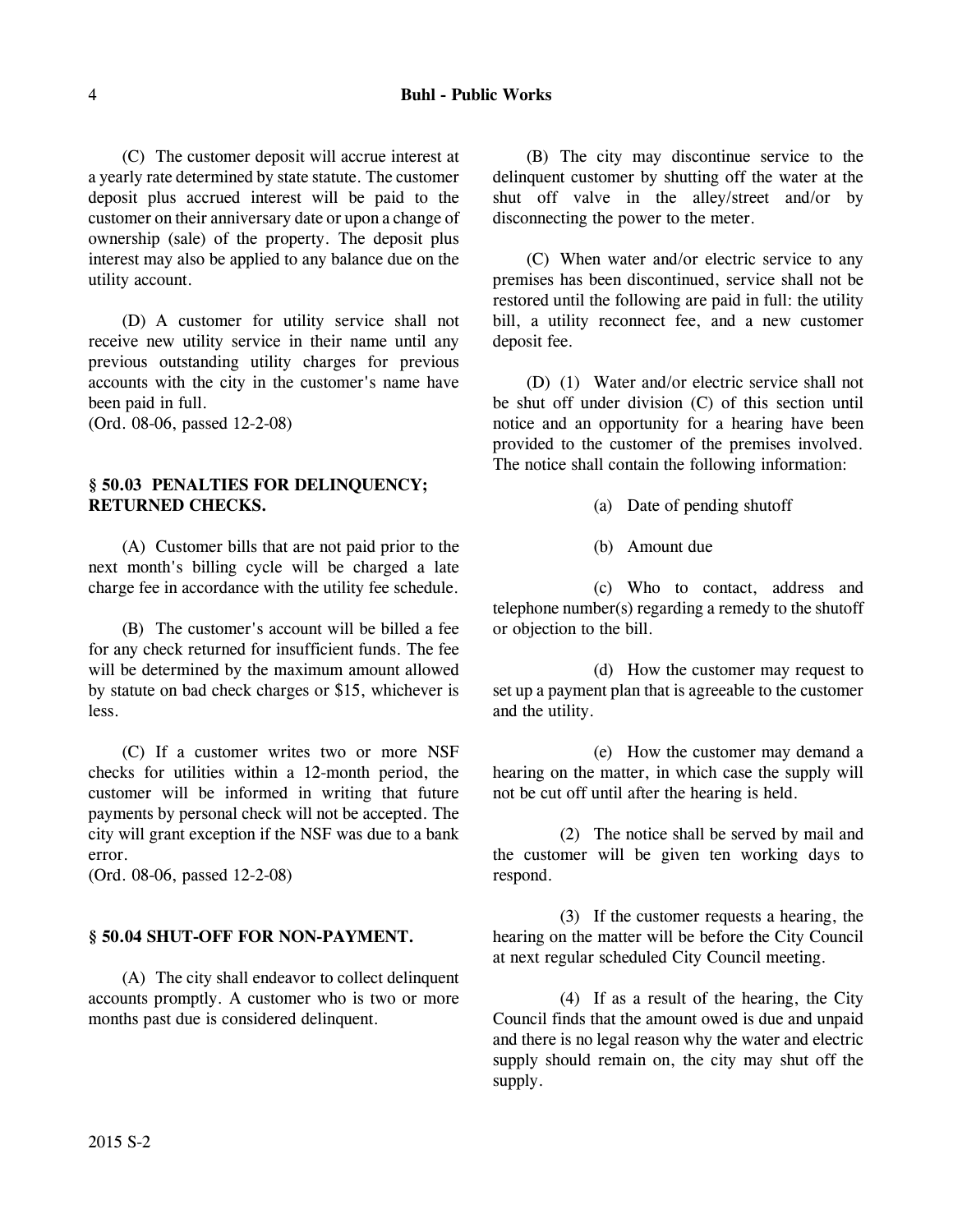(C) The customer deposit will accrue interest at a yearly rate determined by state statute. The customer deposit plus accrued interest will be paid to the customer on their anniversary date or upon a change of ownership (sale) of the property. The deposit plus interest may also be applied to any balance due on the utility account.

(D) A customer for utility service shall not receive new utility service in their name until any previous outstanding utility charges for previous accounts with the city in the customer's name have been paid in full.
(Ord. 08-06, passed 12-2-08)

### § 50.03 PENALTIES FOR DELINQUENCY; RETURNED CHECKS.

(A) Customer bills that are not paid prior to the next month's billing cycle will be charged a late charge fee in accordance with the utility fee schedule.

(B) The customer's account will be billed a fee for any check returned for insufficient funds. The fee will be determined by the maximum amount allowed by statute on bad check charges or $15, whichever is less.

(C) If a customer writes two or more NSF checks for utilities within a 12-month period, the customer will be informed in writing that future payments by personal check will not be accepted. The city will grant exception if the NSF was due to a bank error.
(Ord. 08-06, passed 12-2-08)

### § 50.04 SHUT-OFF FOR NON-PAYMENT.

(A) The city shall endeavor to collect delinquent accounts promptly. A customer who is two or more months past due is considered delinquent.

(B) The city may discontinue service to the delinquent customer by shutting off the water at the shut off valve in the alley/street and/or by disconnecting the power to the meter.

(C) When water and/or electric service to any premises has been discontinued, service shall not be restored until the following are paid in full: the utility bill, a utility reconnect fee, and a new customer deposit fee.

(D) (1) Water and/or electric service shall not be shut off under division (C) of this section until notice and an opportunity for a hearing have been provided to the customer of the premises involved. The notice shall contain the following information:

(a) Date of pending shutoff

(b) Amount due

(c) Who to contact, address and telephone number(s) regarding a remedy to the shutoff or objection to the bill.

(d) How the customer may request to set up a payment plan that is agreeable to the customer and the utility.

(e) How the customer may demand a hearing on the matter, in which case the supply will not be cut off until after the hearing is held.

(2) The notice shall be served by mail and the customer will be given ten working days to respond.

(3) If the customer requests a hearing, the hearing on the matter will be before the City Council at next regular scheduled City Council meeting.

(4) If as a result of the hearing, the City Council finds that the amount owed is due and unpaid and there is no legal reason why the water and electric supply should remain on, the city may shut off the supply.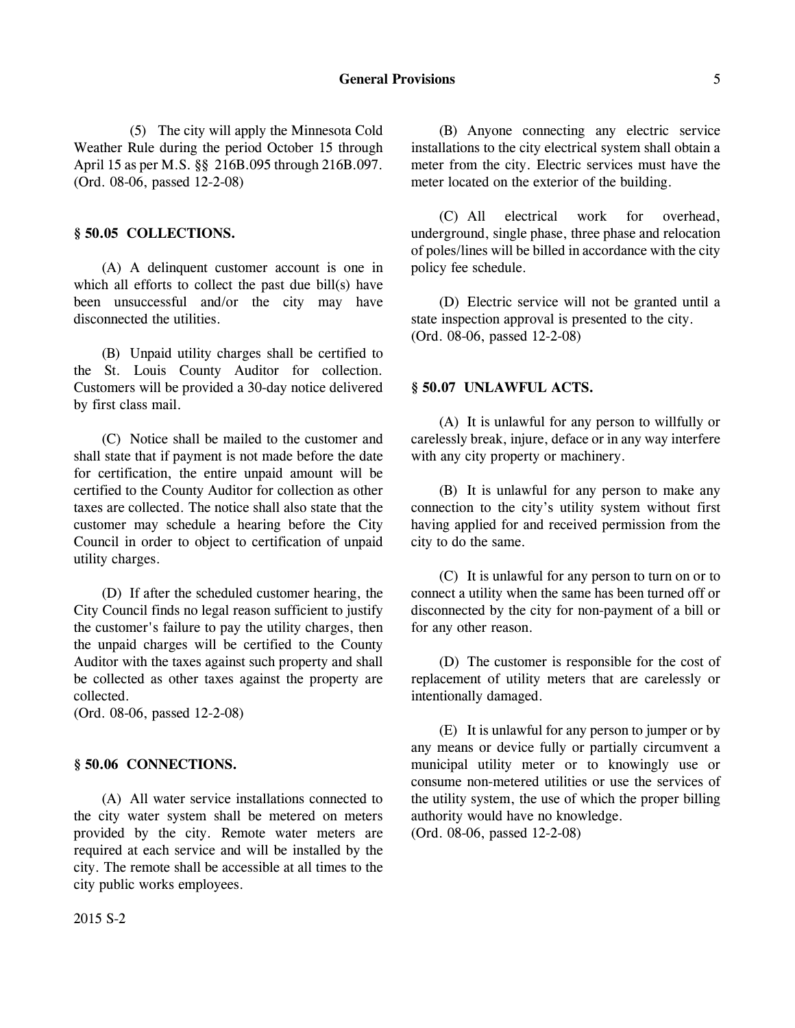(5) The city will apply the Minnesota Cold Weather Rule during the period October 15 through April 15 as per M.S. §§ 216B.095 through 216B.097.
(Ord. 08-06, passed 12-2-08)

## § 50.05 COLLECTIONS.

(A) A delinquent customer account is one in which all efforts to collect the past due bill(s) have been unsuccessful and/or the city may have disconnected the utilities.

(B) Unpaid utility charges shall be certified to the St. Louis County Auditor for collection. Customers will be provided a 30-day notice delivered by first class mail.

(C) Notice shall be mailed to the customer and shall state that if payment is not made before the date for certification, the entire unpaid amount will be certified to the County Auditor for collection as other taxes are collected. The notice shall also state that the customer may schedule a hearing before the City Council in order to object to certification of unpaid utility charges.

(D) If after the scheduled customer hearing, the City Council finds no legal reason sufficient to justify the customer's failure to pay the utility charges, then the unpaid charges will be certified to the County Auditor with the taxes against such property and shall be collected as other taxes against the property are collected.
(Ord. 08-06, passed 12-2-08)

## § 50.06 CONNECTIONS.

(A) All water service installations connected to the city water system shall be metered on meters provided by the city. Remote water meters are required at each service and will be installed by the city. The remote shall be accessible at all times to the city public works employees.

(B) Anyone connecting any electric service installations to the city electrical system shall obtain a meter from the city. Electric services must have the meter located on the exterior of the building.

(C) All electrical work for overhead, underground, single phase, three phase and relocation of poles/lines will be billed in accordance with the city policy fee schedule.

(D) Electric service will not be granted until a state inspection approval is presented to the city.
(Ord. 08-06, passed 12-2-08)

## § 50.07 UNLAWFUL ACTS.

(A) It is unlawful for any person to willfully or carelessly break, injure, deface or in any way interfere with any city property or machinery.

(B) It is unlawful for any person to make any connection to the city's utility system without first having applied for and received permission from the city to do the same.

(C) It is unlawful for any person to turn on or to connect a utility when the same has been turned off or disconnected by the city for non-payment of a bill or for any other reason.

(D) The customer is responsible for the cost of replacement of utility meters that are carelessly or intentionally damaged.

(E) It is unlawful for any person to jumper or by any means or device fully or partially circumvent a municipal utility meter or to knowingly use or consume non-metered utilities or use the services of the utility system, the use of which the proper billing authority would have no knowledge.
(Ord. 08-06, passed 12-2-08)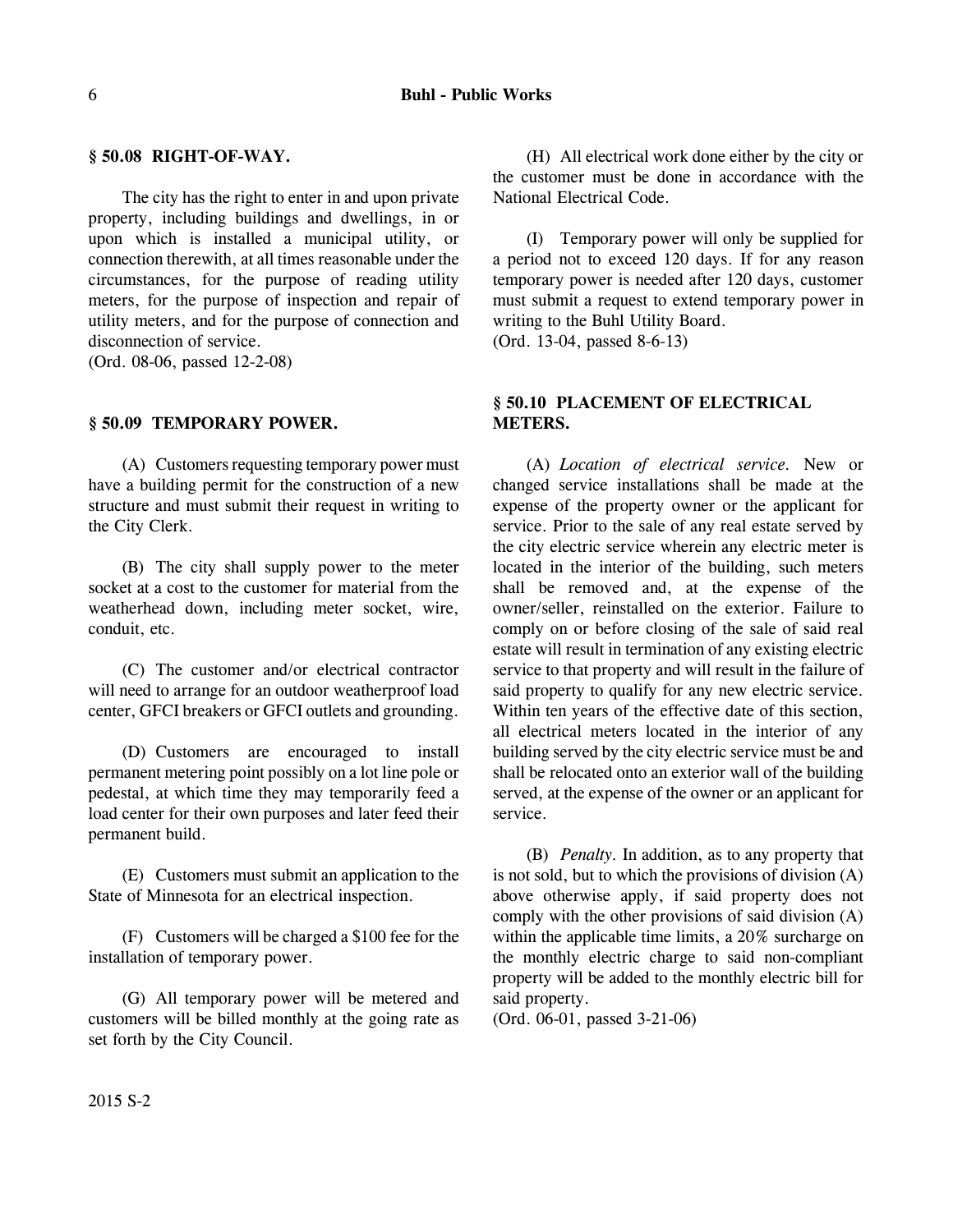### § 50.08 RIGHT-OF-WAY.

The city has the right to enter in and upon private property, including buildings and dwellings, in or upon which is installed a municipal utility, or connection therewith, at all times reasonable under the circumstances, for the purpose of reading utility meters, for the purpose of inspection and repair of utility meters, and for the purpose of connection and disconnection of service.
(Ord. 08-06, passed 12-2-08)

### § 50.09 TEMPORARY POWER.

(A) Customers requesting temporary power must have a building permit for the construction of a new structure and must submit their request in writing to the City Clerk.

(B) The city shall supply power to the meter socket at a cost to the customer for material from the weatherhead down, including meter socket, wire, conduit, etc.

(C) The customer and/or electrical contractor will need to arrange for an outdoor weatherproof load center, GFCI breakers or GFCI outlets and grounding.

(D) Customers are encouraged to install permanent metering point possibly on a lot line pole or pedestal, at which time they may temporarily feed a load center for their own purposes and later feed their permanent build.

(E) Customers must submit an application to the State of Minnesota for an electrical inspection.

(F) Customers will be charged a $100 fee for the installation of temporary power.

(G) All temporary power will be metered and customers will be billed monthly at the going rate as set forth by the City Council.

(H) All electrical work done either by the city or the customer must be done in accordance with the National Electrical Code.

(I) Temporary power will only be supplied for a period not to exceed 120 days. If for any reason temporary power is needed after 120 days, customer must submit a request to extend temporary power in writing to the Buhl Utility Board.
(Ord. 13-04, passed 8-6-13)

### § 50.10 PLACEMENT OF ELECTRICAL METERS.

(A) *Location of electrical service.* New or changed service installations shall be made at the expense of the property owner or the applicant for service. Prior to the sale of any real estate served by the city electric service wherein any electric meter is located in the interior of the building, such meters shall be removed and, at the expense of the owner/seller, reinstalled on the exterior. Failure to comply on or before closing of the sale of said real estate will result in termination of any existing electric service to that property and will result in the failure of said property to qualify for any new electric service. Within ten years of the effective date of this section, all electrical meters located in the interior of any building served by the city electric service must be and shall be relocated onto an exterior wall of the building served, at the expense of the owner or an applicant for service.

(B) *Penalty.* In addition, as to any property that is not sold, but to which the provisions of division (A) above otherwise apply, if said property does not comply with the other provisions of said division (A) within the applicable time limits, a 20% surcharge on the monthly electric charge to said non-compliant property will be added to the monthly electric bill for said property.
(Ord. 06-01, passed 3-21-06)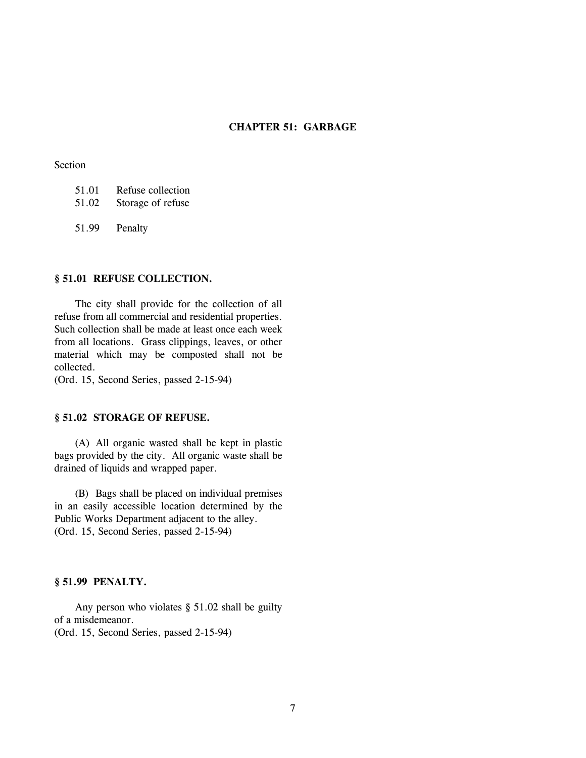# CHAPTER 51: GARBAGE

Section

51.01 Refuse collection
51.02 Storage of refuse

51.99 Penalty

## § 51.01 REFUSE COLLECTION.

The city shall provide for the collection of all refuse from all commercial and residential properties. Such collection shall be made at least once each week from all locations. Grass clippings, leaves, or other material which may be composted shall not be collected.
(Ord. 15, Second Series, passed 2-15-94)

## § 51.02 STORAGE OF REFUSE.

(A) All organic wasted shall be kept in plastic bags provided by the city. All organic waste shall be drained of liquids and wrapped paper.

(B) Bags shall be placed on individual premises in an easily accessible location determined by the Public Works Department adjacent to the alley.
(Ord. 15, Second Series, passed 2-15-94)

## § 51.99 PENALTY.

Any person who violates § 51.02 shall be guilty of a misdemeanor.
(Ord. 15, Second Series, passed 2-15-94)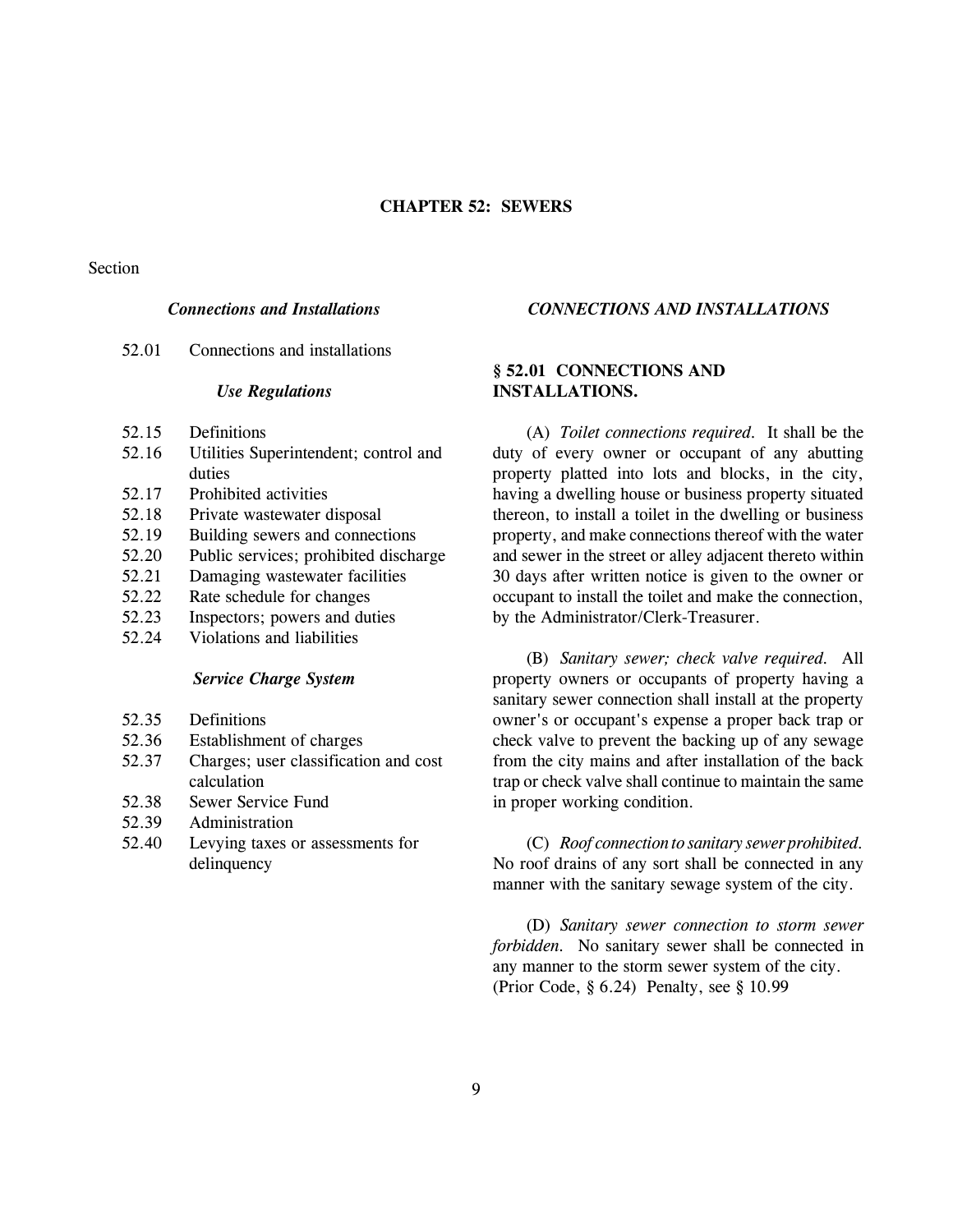# CHAPTER 52: SEWERS

Section

*Connections and Installations*

52.01 Connections and installations

*Use Regulations*

52.15 Definitions
52.16 Utilities Superintendent; control and duties
52.17 Prohibited activities
52.18 Private wastewater disposal
52.19 Building sewers and connections
52.20 Public services; prohibited discharge
52.21 Damaging wastewater facilities
52.22 Rate schedule for changes
52.23 Inspectors; powers and duties
52.24 Violations and liabilities

*Service Charge System*

52.35 Definitions
52.36 Establishment of charges
52.37 Charges; user classification and cost calculation
52.38 Sewer Service Fund
52.39 Administration
52.40 Levying taxes or assessments for delinquency

## *CONNECTIONS AND INSTALLATIONS*

### § 52.01 CONNECTIONS AND INSTALLATIONS.

(A) *Toilet connections required.* It shall be the duty of every owner or occupant of any abutting property platted into lots and blocks, in the city, having a dwelling house or business property situated thereon, to install a toilet in the dwelling or business property, and make connections thereof with the water and sewer in the street or alley adjacent thereto within 30 days after written notice is given to the owner or occupant to install the toilet and make the connection, by the Administrator/Clerk-Treasurer.

(B) *Sanitary sewer; check valve required.* All property owners or occupants of property having a sanitary sewer connection shall install at the property owner's or occupant's expense a proper back trap or check valve to prevent the backing up of any sewage from the city mains and after installation of the back trap or check valve shall continue to maintain the same in proper working condition.

(C) *Roof connection to sanitary sewer prohibited.* No roof drains of any sort shall be connected in any manner with the sanitary sewage system of the city.

(D) *Sanitary sewer connection to storm sewer forbidden.* No sanitary sewer shall be connected in any manner to the storm sewer system of the city.
(Prior Code, § 6.24) Penalty, see § 10.99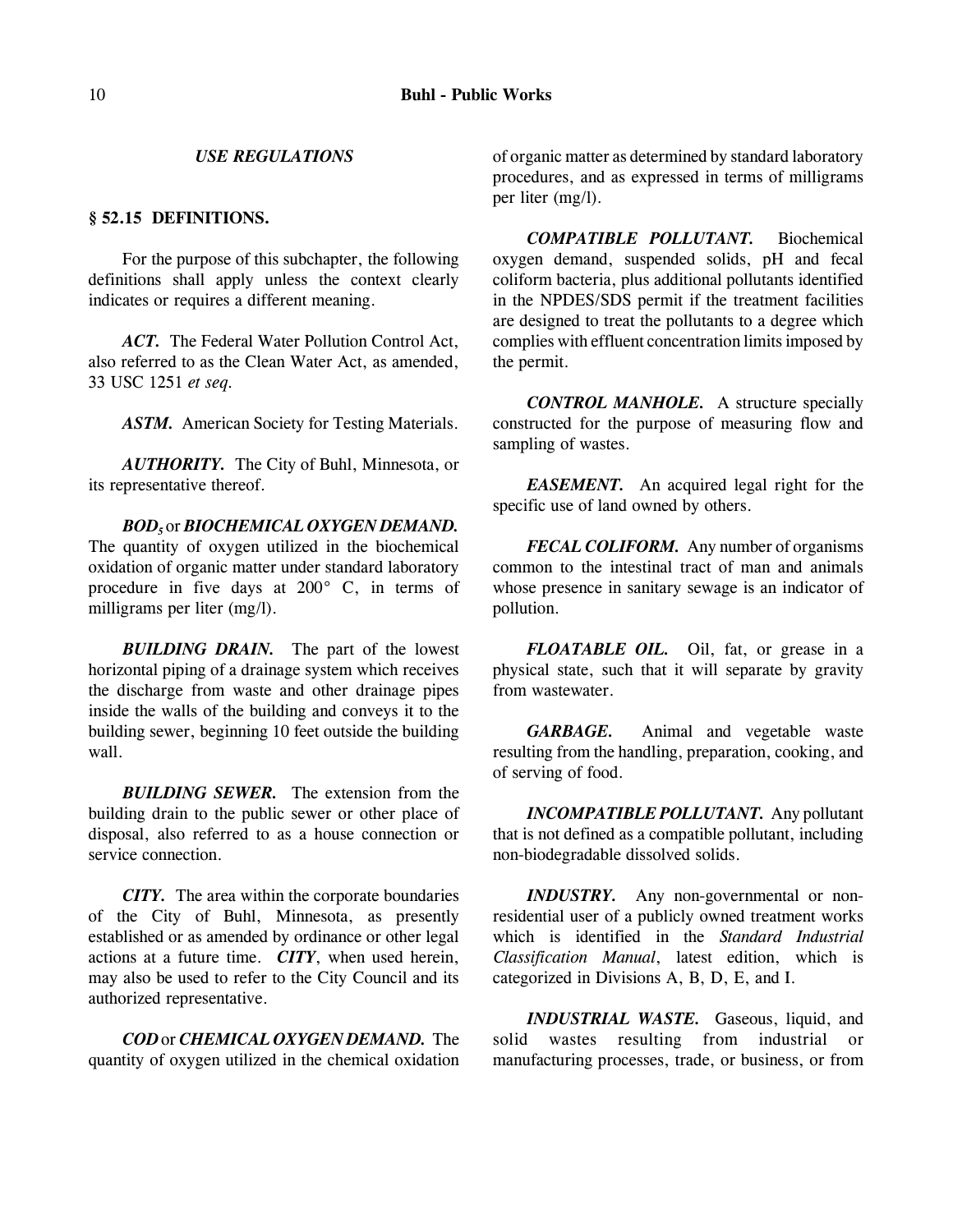### *USE REGULATIONS*

### § 52.15 DEFINITIONS.

For the purpose of this subchapter, the following definitions shall apply unless the context clearly indicates or requires a different meaning.

***ACT.*** The Federal Water Pollution Control Act, also referred to as the Clean Water Act, as amended, 33 USC 1251 *et seq.*

***ASTM.*** American Society for Testing Materials.

***AUTHORITY.*** The City of Buhl, Minnesota, or its representative thereof.

***$BOD_5$*** or ***BIOCHEMICAL OXYGEN DEMAND.*** The quantity of oxygen utilized in the biochemical oxidation of organic matter under standard laboratory procedure in five days at 200° C, in terms of milligrams per liter (mg/l).

***BUILDING DRAIN.*** The part of the lowest horizontal piping of a drainage system which receives the discharge from waste and other drainage pipes inside the walls of the building and conveys it to the building sewer, beginning 10 feet outside the building wall.

***BUILDING SEWER.*** The extension from the building drain to the public sewer or other place of disposal, also referred to as a house connection or service connection.

***CITY.*** The area within the corporate boundaries of the City of Buhl, Minnesota, as presently established or as amended by ordinance or other legal actions at a future time. ***CITY***, when used herein, may also be used to refer to the City Council and its authorized representative.

***COD*** or ***CHEMICAL OXYGEN DEMAND.*** The quantity of oxygen utilized in the chemical oxidation of organic matter as determined by standard laboratory procedures, and as expressed in terms of milligrams per liter (mg/l).

***COMPATIBLE POLLUTANT.*** Biochemical oxygen demand, suspended solids, pH and fecal coliform bacteria, plus additional pollutants identified in the NPDES/SDS permit if the treatment facilities are designed to treat the pollutants to a degree which complies with effluent concentration limits imposed by the permit.

***CONTROL MANHOLE.*** A structure specially constructed for the purpose of measuring flow and sampling of wastes.

***EASEMENT.*** An acquired legal right for the specific use of land owned by others.

***FECAL COLIFORM.*** Any number of organisms common to the intestinal tract of man and animals whose presence in sanitary sewage is an indicator of pollution.

***FLOATABLE OIL.*** Oil, fat, or grease in a physical state, such that it will separate by gravity from wastewater.

***GARBAGE.*** Animal and vegetable waste resulting from the handling, preparation, cooking, and of serving of food.

***INCOMPATIBLE POLLUTANT.*** Any pollutant that is not defined as a compatible pollutant, including non-biodegradable dissolved solids.

***INDUSTRY.*** Any non-governmental or non-residential user of a publicly owned treatment works which is identified in the *Standard Industrial Classification Manual*, latest edition, which is categorized in Divisions A, B, D, E, and I.

***INDUSTRIAL WASTE.*** Gaseous, liquid, and solid wastes resulting from industrial or manufacturing processes, trade, or business, or from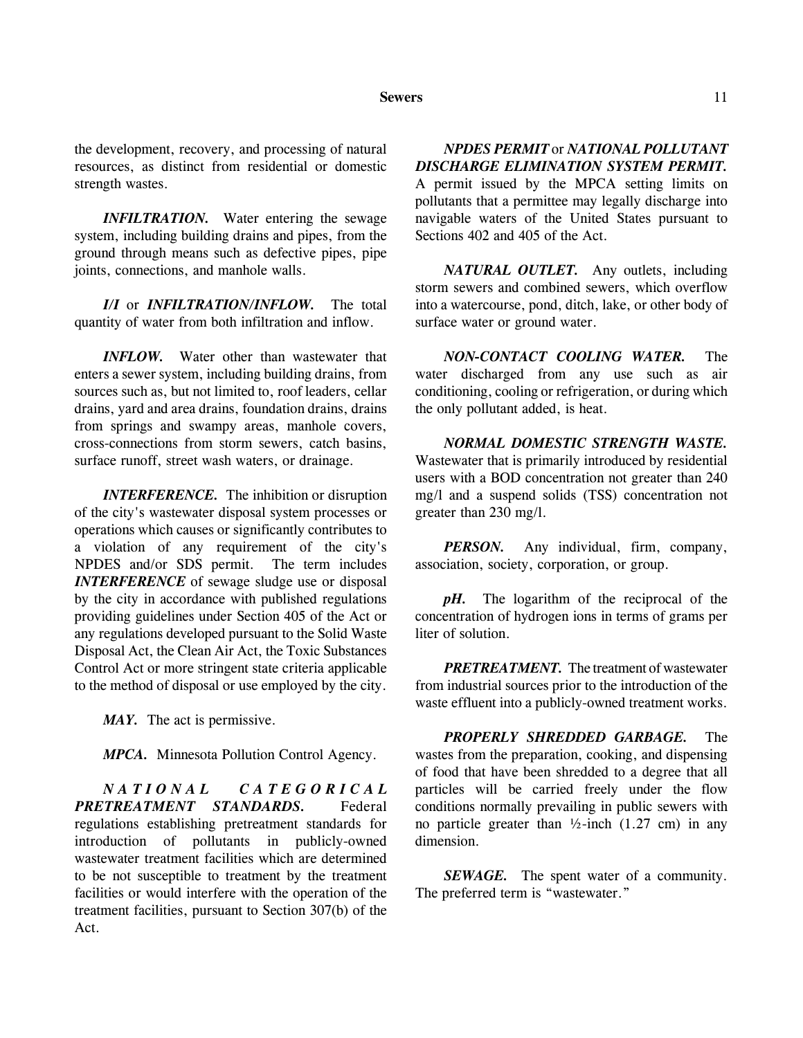the development, recovery, and processing of natural resources, as distinct from residential or domestic strength wastes.

***INFILTRATION.*** Water entering the sewage system, including building drains and pipes, from the ground through means such as defective pipes, pipe joints, connections, and manhole walls.

***I/I*** or ***INFILTRATION/INFLOW.*** The total quantity of water from both infiltration and inflow.

***INFLOW.*** Water other than wastewater that enters a sewer system, including building drains, from sources such as, but not limited to, roof leaders, cellar drains, yard and area drains, foundation drains, drains from springs and swampy areas, manhole covers, cross-connections from storm sewers, catch basins, surface runoff, street wash waters, or drainage.

***INTERFERENCE.*** The inhibition or disruption of the city's wastewater disposal system processes or operations which causes or significantly contributes to a violation of any requirement of the city's NPDES and/or SDS permit. The term includes ***INTERFERENCE*** of sewage sludge use or disposal by the city in accordance with published regulations providing guidelines under Section 405 of the Act or any regulations developed pursuant to the Solid Waste Disposal Act, the Clean Air Act, the Toxic Substances Control Act or more stringent state criteria applicable to the method of disposal or use employed by the city.

***MAY.*** The act is permissive.

***MPCA.*** Minnesota Pollution Control Agency.

***NATIONAL CATEGORICAL PRETREATMENT STANDARDS.*** Federal regulations establishing pretreatment standards for introduction of pollutants in publicly-owned wastewater treatment facilities which are determined to be not susceptible to treatment by the treatment facilities or would interfere with the operation of the treatment facilities, pursuant to Section 307(b) of the Act.

***NPDES PERMIT*** or ***NATIONAL POLLUTANT DISCHARGE ELIMINATION SYSTEM PERMIT.*** A permit issued by the MPCA setting limits on pollutants that a permittee may legally discharge into navigable waters of the United States pursuant to Sections 402 and 405 of the Act.

***NATURAL OUTLET.*** Any outlets, including storm sewers and combined sewers, which overflow into a watercourse, pond, ditch, lake, or other body of surface water or ground water.

***NON-CONTACT COOLING WATER.*** The water discharged from any use such as air conditioning, cooling or refrigeration, or during which the only pollutant added, is heat.

***NORMAL DOMESTIC STRENGTH WASTE.*** Wastewater that is primarily introduced by residential users with a BOD concentration not greater than 240 mg/l and a suspend solids (TSS) concentration not greater than 230 mg/l.

***PERSON.*** Any individual, firm, company, association, society, corporation, or group.

***pH.*** The logarithm of the reciprocal of the concentration of hydrogen ions in terms of grams per liter of solution.

***PRETREATMENT.*** The treatment of wastewater from industrial sources prior to the introduction of the waste effluent into a publicly-owned treatment works.

***PROPERLY SHREDDED GARBAGE.*** The wastes from the preparation, cooking, and dispensing of food that have been shredded to a degree that all particles will be carried freely under the flow conditions normally prevailing in public sewers with no particle greater than ½-inch (1.27 cm) in any dimension.

***SEWAGE.*** The spent water of a community. The preferred term is "wastewater."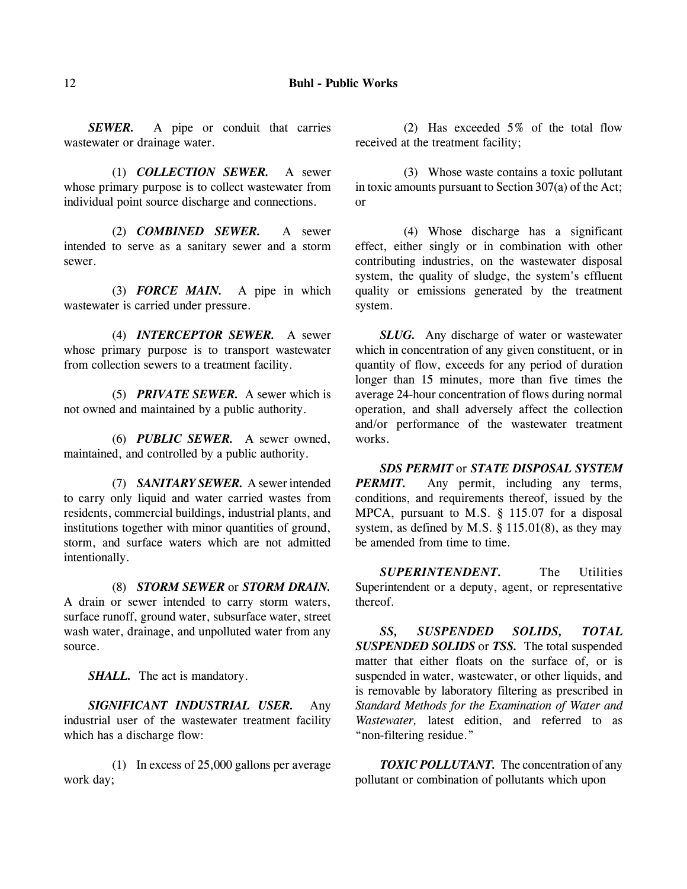***SEWER.*** A pipe or conduit that carries wastewater or drainage water.

(1) ***COLLECTION SEWER.*** A sewer whose primary purpose is to collect wastewater from individual point source discharge and connections.

(2) ***COMBINED SEWER.*** A sewer intended to serve as a sanitary sewer and a storm sewer.

(3) ***FORCE MAIN.*** A pipe in which wastewater is carried under pressure.

(4) ***INTERCEPTOR SEWER.*** A sewer whose primary purpose is to transport wastewater from collection sewers to a treatment facility.

(5) ***PRIVATE SEWER.*** A sewer which is not owned and maintained by a public authority.

(6) ***PUBLIC SEWER.*** A sewer owned, maintained, and controlled by a public authority.

(7) ***SANITARY SEWER.*** A sewer intended to carry only liquid and water carried wastes from residents, commercial buildings, industrial plants, and institutions together with minor quantities of ground, storm, and surface waters which are not admitted intentionally.

(8) ***STORM SEWER*** or ***STORM DRAIN.*** A drain or sewer intended to carry storm waters, surface runoff, ground water, subsurface water, street wash water, drainage, and unpolluted water from any source.

***SHALL.*** The act is mandatory.

***SIGNIFICANT INDUSTRIAL USER.*** Any industrial user of the wastewater treatment facility which has a discharge flow:

(1) In excess of 25,000 gallons per average work day;

(2) Has exceeded 5% of the total flow received at the treatment facility;

(3) Whose waste contains a toxic pollutant in toxic amounts pursuant to Section 307(a) of the Act; or

(4) Whose discharge has a significant effect, either singly or in combination with other contributing industries, on the wastewater disposal system, the quality of sludge, the system's effluent quality or emissions generated by the treatment system.

***SLUG.*** Any discharge of water or wastewater which in concentration of any given constituent, or in quantity of flow, exceeds for any period of duration longer than 15 minutes, more than five times the average 24-hour concentration of flows during normal operation, and shall adversely affect the collection and/or performance of the wastewater treatment works.

***SDS PERMIT*** or ***STATE DISPOSAL SYSTEM PERMIT.*** Any permit, including any terms, conditions, and requirements thereof, issued by the MPCA, pursuant to M.S. § 115.07 for a disposal system, as defined by M.S. § 115.01(8), as they may be amended from time to time.

***SUPERINTENDENT.*** The Utilities Superintendent or a deputy, agent, or representative thereof.

***SS, SUSPENDED SOLIDS, TOTAL SUSPENDED SOLIDS*** or ***TSS.*** The total suspended matter that either floats on the surface of, or is suspended in water, wastewater, or other liquids, and is removable by laboratory filtering as prescribed in *Standard Methods for the Examination of Water and Wastewater,* latest edition, and referred to as "non-filtering residue."

***TOXIC POLLUTANT.*** The concentration of any pollutant or combination of pollutants which upon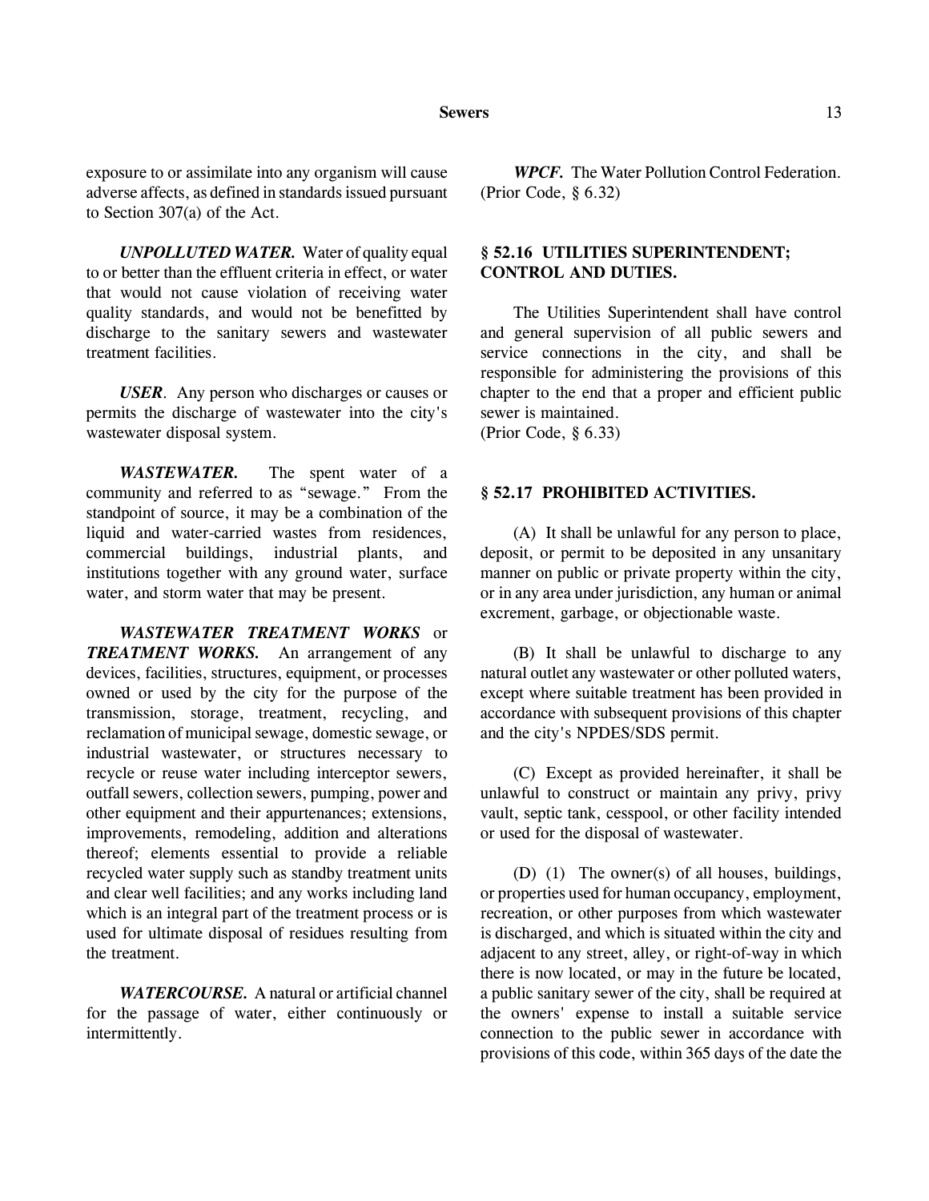exposure to or assimilate into any organism will cause adverse affects, as defined in standards issued pursuant to Section 307(a) of the Act.

***UNPOLLUTED WATER.*** Water of quality equal to or better than the effluent criteria in effect, or water that would not cause violation of receiving water quality standards, and would not be benefitted by discharge to the sanitary sewers and wastewater treatment facilities.

***USER***. Any person who discharges or causes or permits the discharge of wastewater into the city's wastewater disposal system.

***WASTEWATER.*** The spent water of a community and referred to as "sewage." From the standpoint of source, it may be a combination of the liquid and water-carried wastes from residences, commercial buildings, industrial plants, and institutions together with any ground water, surface water, and storm water that may be present.

***WASTEWATER TREATMENT WORKS*** or ***TREATMENT WORKS.*** An arrangement of any devices, facilities, structures, equipment, or processes owned or used by the city for the purpose of the transmission, storage, treatment, recycling, and reclamation of municipal sewage, domestic sewage, or industrial wastewater, or structures necessary to recycle or reuse water including interceptor sewers, outfall sewers, collection sewers, pumping, power and other equipment and their appurtenances; extensions, improvements, remodeling, addition and alterations thereof; elements essential to provide a reliable recycled water supply such as standby treatment units and clear well facilities; and any works including land which is an integral part of the treatment process or is used for ultimate disposal of residues resulting from the treatment.

***WATERCOURSE.*** A natural or artificial channel for the passage of water, either continuously or intermittently.

***WPCF.*** The Water Pollution Control Federation.
(Prior Code, § 6.32)

## § 52.16 UTILITIES SUPERINTENDENT; CONTROL AND DUTIES.

The Utilities Superintendent shall have control and general supervision of all public sewers and service connections in the city, and shall be responsible for administering the provisions of this chapter to the end that a proper and efficient public sewer is maintained.
(Prior Code, § 6.33)

## § 52.17 PROHIBITED ACTIVITIES.

(A) It shall be unlawful for any person to place, deposit, or permit to be deposited in any unsanitary manner on public or private property within the city, or in any area under jurisdiction, any human or animal excrement, garbage, or objectionable waste.

(B) It shall be unlawful to discharge to any natural outlet any wastewater or other polluted waters, except where suitable treatment has been provided in accordance with subsequent provisions of this chapter and the city's NPDES/SDS permit.

(C) Except as provided hereinafter, it shall be unlawful to construct or maintain any privy, privy vault, septic tank, cesspool, or other facility intended or used for the disposal of wastewater.

(D) (1) The owner(s) of all houses, buildings, or properties used for human occupancy, employment, recreation, or other purposes from which wastewater is discharged, and which is situated within the city and adjacent to any street, alley, or right-of-way in which there is now located, or may in the future be located, a public sanitary sewer of the city, shall be required at the owners' expense to install a suitable service connection to the public sewer in accordance with provisions of this code, within 365 days of the date the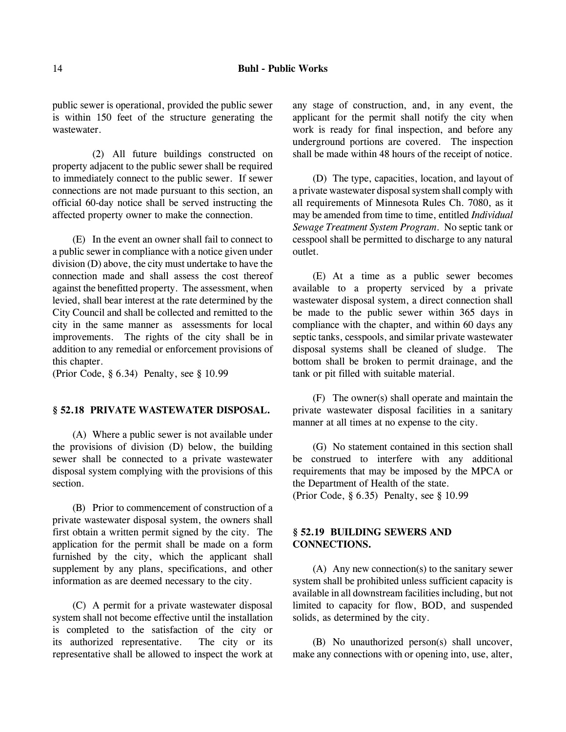public sewer is operational, provided the public sewer is within 150 feet of the structure generating the wastewater.

(2) All future buildings constructed on property adjacent to the public sewer shall be required to immediately connect to the public sewer. If sewer connections are not made pursuant to this section, an official 60-day notice shall be served instructing the affected property owner to make the connection.

(E) In the event an owner shall fail to connect to a public sewer in compliance with a notice given under division (D) above, the city must undertake to have the connection made and shall assess the cost thereof against the benefitted property. The assessment, when levied, shall bear interest at the rate determined by the City Council and shall be collected and remitted to the city in the same manner as assessments for local improvements. The rights of the city shall be in addition to any remedial or enforcement provisions of this chapter.
(Prior Code, § 6.34) Penalty, see § 10.99

### § 52.18 PRIVATE WASTEWATER DISPOSAL.

(A) Where a public sewer is not available under the provisions of division (D) below, the building sewer shall be connected to a private wastewater disposal system complying with the provisions of this section.

(B) Prior to commencement of construction of a private wastewater disposal system, the owners shall first obtain a written permit signed by the city. The application for the permit shall be made on a form furnished by the city, which the applicant shall supplement by any plans, specifications, and other information as are deemed necessary to the city.

(C) A permit for a private wastewater disposal system shall not become effective until the installation is completed to the satisfaction of the city or its authorized representative. The city or its representative shall be allowed to inspect the work at any stage of construction, and, in any event, the applicant for the permit shall notify the city when work is ready for final inspection, and before any underground portions are covered. The inspection shall be made within 48 hours of the receipt of notice.

(D) The type, capacities, location, and layout of a private wastewater disposal system shall comply with all requirements of Minnesota Rules Ch. 7080, as it may be amended from time to time, entitled *Individual Sewage Treatment System Program*. No septic tank or cesspool shall be permitted to discharge to any natural outlet.

(E) At a time as a public sewer becomes available to a property serviced by a private wastewater disposal system, a direct connection shall be made to the public sewer within 365 days in compliance with the chapter, and within 60 days any septic tanks, cesspools, and similar private wastewater disposal systems shall be cleaned of sludge. The bottom shall be broken to permit drainage, and the tank or pit filled with suitable material.

(F) The owner(s) shall operate and maintain the private wastewater disposal facilities in a sanitary manner at all times at no expense to the city.

(G) No statement contained in this section shall be construed to interfere with any additional requirements that may be imposed by the MPCA or the Department of Health of the state.
(Prior Code, § 6.35) Penalty, see § 10.99

### § 52.19 BUILDING SEWERS AND CONNECTIONS.

(A) Any new connection(s) to the sanitary sewer system shall be prohibited unless sufficient capacity is available in all downstream facilities including, but not limited to capacity for flow, BOD, and suspended solids, as determined by the city.

(B) No unauthorized person(s) shall uncover, make any connections with or opening into, use, alter,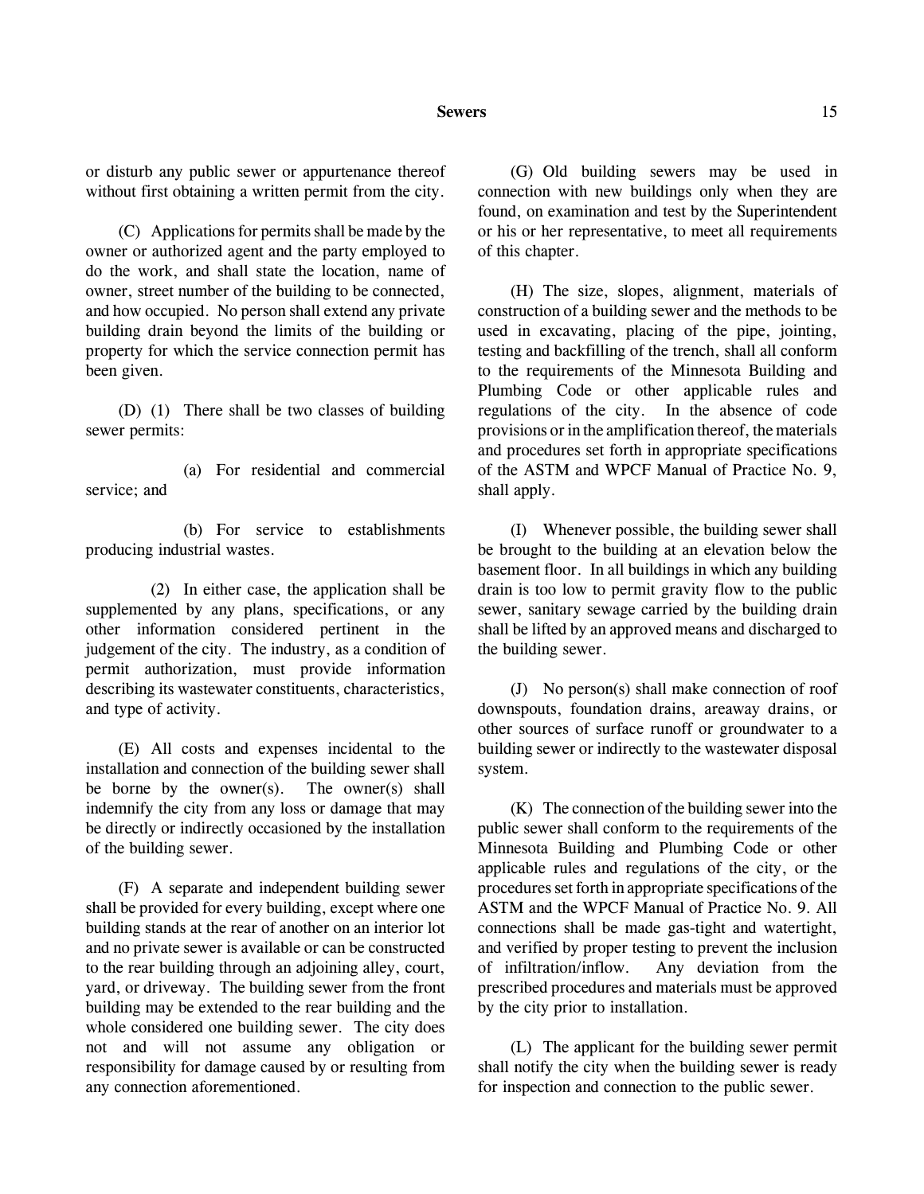or disturb any public sewer or appurtenance thereof without first obtaining a written permit from the city.

(C) Applications for permits shall be made by the owner or authorized agent and the party employed to do the work, and shall state the location, name of owner, street number of the building to be connected, and how occupied. No person shall extend any private building drain beyond the limits of the building or property for which the service connection permit has been given.

(D) (1) There shall be two classes of building sewer permits:

(a) For residential and commercial service; and

(b) For service to establishments producing industrial wastes.

(2) In either case, the application shall be supplemented by any plans, specifications, or any other information considered pertinent in the judgement of the city. The industry, as a condition of permit authorization, must provide information describing its wastewater constituents, characteristics, and type of activity.

(E) All costs and expenses incidental to the installation and connection of the building sewer shall be borne by the owner(s). The owner(s) shall indemnify the city from any loss or damage that may be directly or indirectly occasioned by the installation of the building sewer.

(F) A separate and independent building sewer shall be provided for every building, except where one building stands at the rear of another on an interior lot and no private sewer is available or can be constructed to the rear building through an adjoining alley, court, yard, or driveway. The building sewer from the front building may be extended to the rear building and the whole considered one building sewer. The city does not and will not assume any obligation or responsibility for damage caused by or resulting from any connection aforementioned.

(G) Old building sewers may be used in connection with new buildings only when they are found, on examination and test by the Superintendent or his or her representative, to meet all requirements of this chapter.

(H) The size, slopes, alignment, materials of construction of a building sewer and the methods to be used in excavating, placing of the pipe, jointing, testing and backfilling of the trench, shall all conform to the requirements of the Minnesota Building and Plumbing Code or other applicable rules and regulations of the city. In the absence of code provisions or in the amplification thereof, the materials and procedures set forth in appropriate specifications of the ASTM and WPCF Manual of Practice No. 9, shall apply.

(I) Whenever possible, the building sewer shall be brought to the building at an elevation below the basement floor. In all buildings in which any building drain is too low to permit gravity flow to the public sewer, sanitary sewage carried by the building drain shall be lifted by an approved means and discharged to the building sewer.

(J) No person(s) shall make connection of roof downspouts, foundation drains, areaway drains, or other sources of surface runoff or groundwater to a building sewer or indirectly to the wastewater disposal system.

(K) The connection of the building sewer into the public sewer shall conform to the requirements of the Minnesota Building and Plumbing Code or other applicable rules and regulations of the city, or the procedures set forth in appropriate specifications of the ASTM and the WPCF Manual of Practice No. 9. All connections shall be made gas-tight and watertight, and verified by proper testing to prevent the inclusion of infiltration/inflow. Any deviation from the prescribed procedures and materials must be approved by the city prior to installation.

(L) The applicant for the building sewer permit shall notify the city when the building sewer is ready for inspection and connection to the public sewer.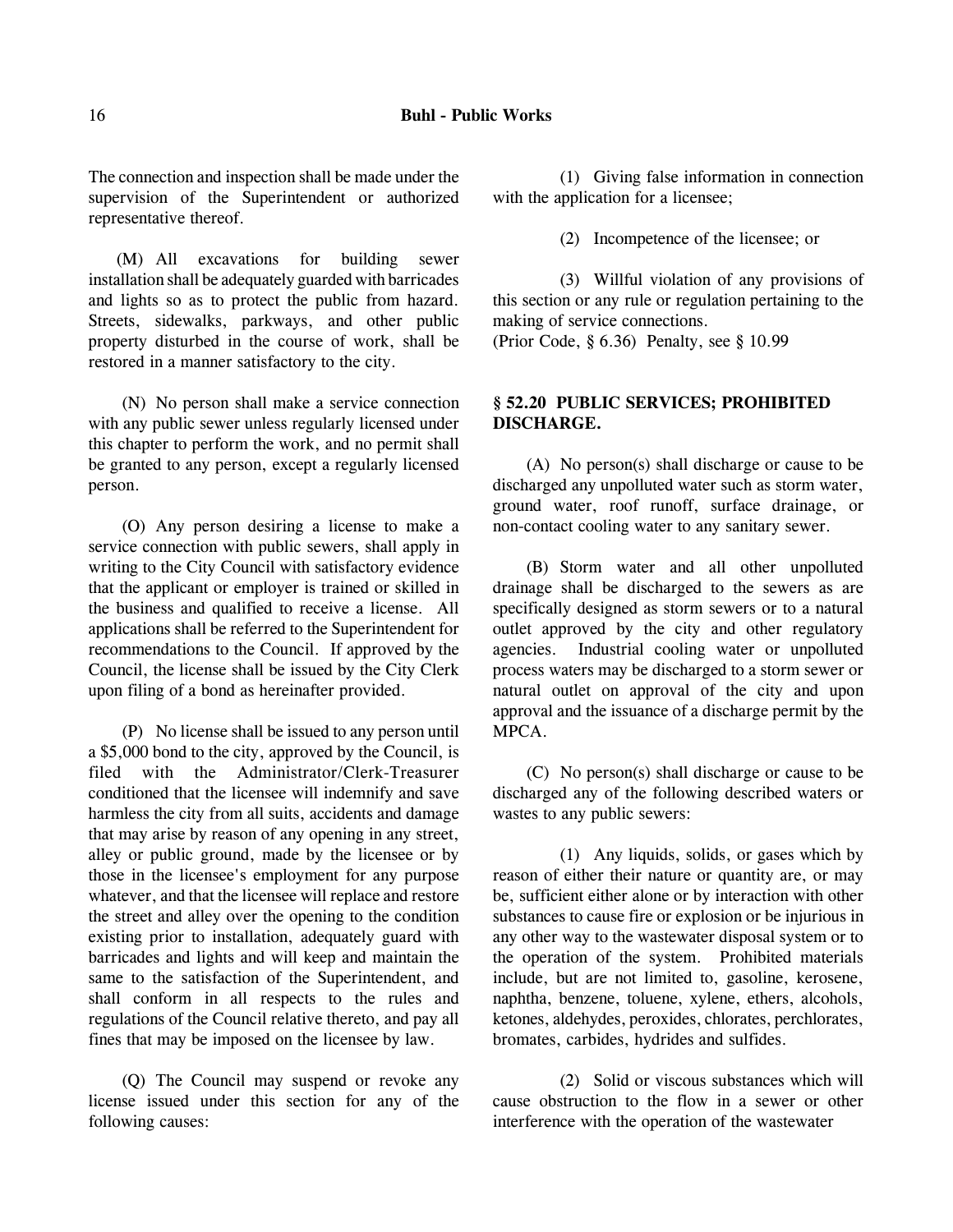The connection and inspection shall be made under the supervision of the Superintendent or authorized representative thereof.

(M) All excavations for building sewer installation shall be adequately guarded with barricades and lights so as to protect the public from hazard. Streets, sidewalks, parkways, and other public property disturbed in the course of work, shall be restored in a manner satisfactory to the city.

(N) No person shall make a service connection with any public sewer unless regularly licensed under this chapter to perform the work, and no permit shall be granted to any person, except a regularly licensed person.

(O) Any person desiring a license to make a service connection with public sewers, shall apply in writing to the City Council with satisfactory evidence that the applicant or employer is trained or skilled in the business and qualified to receive a license. All applications shall be referred to the Superintendent for recommendations to the Council. If approved by the Council, the license shall be issued by the City Clerk upon filing of a bond as hereinafter provided.

(P) No license shall be issued to any person until a $5,000 bond to the city, approved by the Council, is filed with the Administrator/Clerk-Treasurer conditioned that the licensee will indemnify and save harmless the city from all suits, accidents and damage that may arise by reason of any opening in any street, alley or public ground, made by the licensee or by those in the licensee's employment for any purpose whatever, and that the licensee will replace and restore the street and alley over the opening to the condition existing prior to installation, adequately guard with barricades and lights and will keep and maintain the same to the satisfaction of the Superintendent, and shall conform in all respects to the rules and regulations of the Council relative thereto, and pay all fines that may be imposed on the licensee by law.

(Q) The Council may suspend or revoke any license issued under this section for any of the following causes:

(1) Giving false information in connection with the application for a licensee;

(2) Incompetence of the licensee; or

(3) Willful violation of any provisions of this section or any rule or regulation pertaining to the making of service connections.

(Prior Code, § 6.36) Penalty, see § 10.99

## § 52.20 PUBLIC SERVICES; PROHIBITED DISCHARGE.

(A) No person(s) shall discharge or cause to be discharged any unpolluted water such as storm water, ground water, roof runoff, surface drainage, or non-contact cooling water to any sanitary sewer.

(B) Storm water and all other unpolluted drainage shall be discharged to the sewers as are specifically designed as storm sewers or to a natural outlet approved by the city and other regulatory agencies. Industrial cooling water or unpolluted process waters may be discharged to a storm sewer or natural outlet on approval of the city and upon approval and the issuance of a discharge permit by the MPCA.

(C) No person(s) shall discharge or cause to be discharged any of the following described waters or wastes to any public sewers:

(1) Any liquids, solids, or gases which by reason of either their nature or quantity are, or may be, sufficient either alone or by interaction with other substances to cause fire or explosion or be injurious in any other way to the wastewater disposal system or to the operation of the system. Prohibited materials include, but are not limited to, gasoline, kerosene, naphtha, benzene, toluene, xylene, ethers, alcohols, ketones, aldehydes, peroxides, chlorates, perchlorates, bromates, carbides, hydrides and sulfides.

(2) Solid or viscous substances which will cause obstruction to the flow in a sewer or other interference with the operation of the wastewater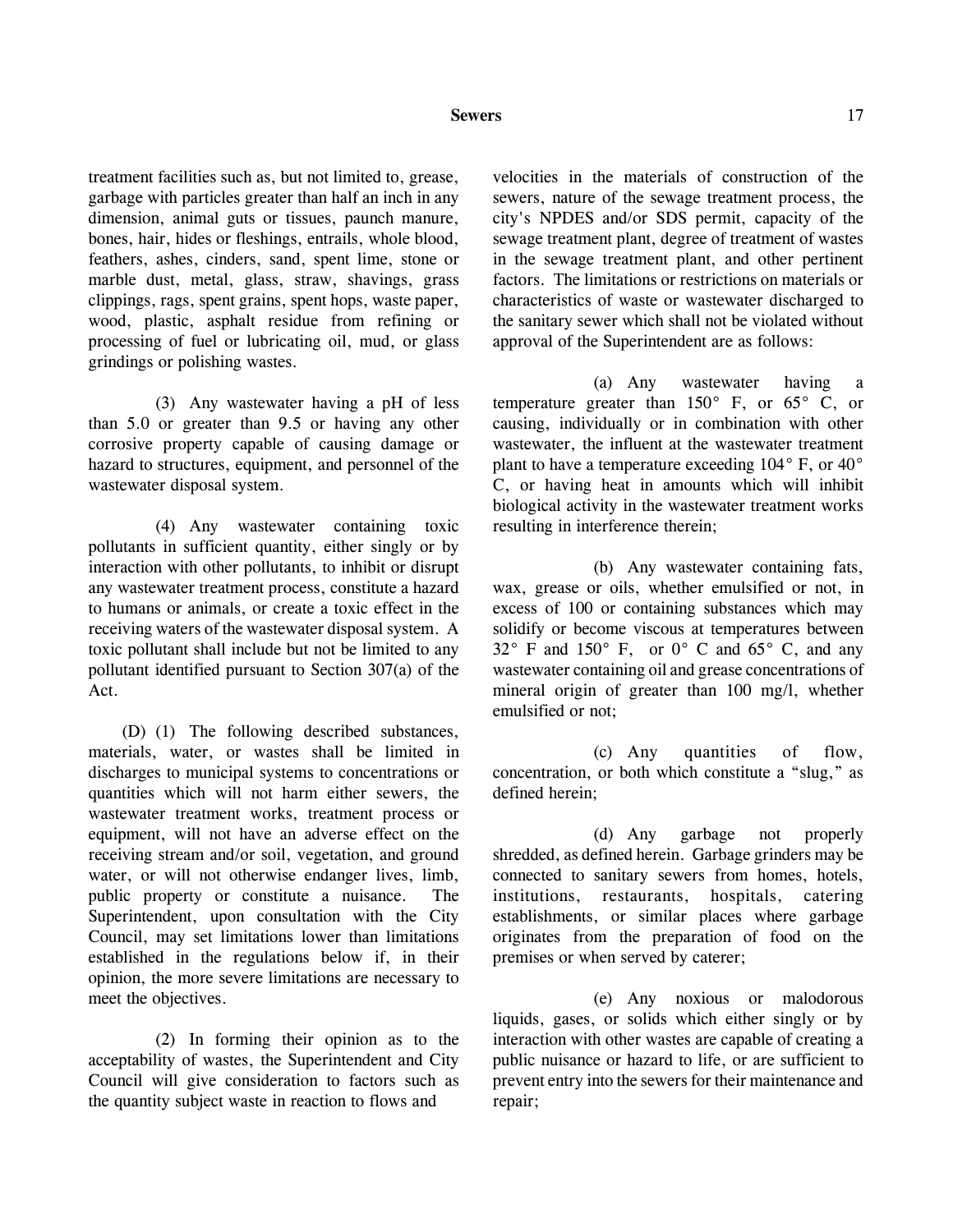treatment facilities such as, but not limited to, grease, garbage with particles greater than half an inch in any dimension, animal guts or tissues, paunch manure, bones, hair, hides or fleshings, entrails, whole blood, feathers, ashes, cinders, sand, spent lime, stone or marble dust, metal, glass, straw, shavings, grass clippings, rags, spent grains, spent hops, waste paper, wood, plastic, asphalt residue from refining or processing of fuel or lubricating oil, mud, or glass grindings or polishing wastes.

(3) Any wastewater having a pH of less than 5.0 or greater than 9.5 or having any other corrosive property capable of causing damage or hazard to structures, equipment, and personnel of the wastewater disposal system.

(4) Any wastewater containing toxic pollutants in sufficient quantity, either singly or by interaction with other pollutants, to inhibit or disrupt any wastewater treatment process, constitute a hazard to humans or animals, or create a toxic effect in the receiving waters of the wastewater disposal system. A toxic pollutant shall include but not be limited to any pollutant identified pursuant to Section 307(a) of the Act.

(D) (1) The following described substances, materials, water, or wastes shall be limited in discharges to municipal systems to concentrations or quantities which will not harm either sewers, the wastewater treatment works, treatment process or equipment, will not have an adverse effect on the receiving stream and/or soil, vegetation, and ground water, or will not otherwise endanger lives, limb, public property or constitute a nuisance. The Superintendent, upon consultation with the City Council, may set limitations lower than limitations established in the regulations below if, in their opinion, the more severe limitations are necessary to meet the objectives.

(2) In forming their opinion as to the acceptability of wastes, the Superintendent and City Council will give consideration to factors such as the quantity subject waste in reaction to flows and velocities in the materials of construction of the sewers, nature of the sewage treatment process, the city's NPDES and/or SDS permit, capacity of the sewage treatment plant, degree of treatment of wastes in the sewage treatment plant, and other pertinent factors. The limitations or restrictions on materials or characteristics of waste or wastewater discharged to the sanitary sewer which shall not be violated without approval of the Superintendent are as follows:

(a) Any wastewater having a temperature greater than 150° F, or 65° C, or causing, individually or in combination with other wastewater, the influent at the wastewater treatment plant to have a temperature exceeding 104° F, or 40° C, or having heat in amounts which will inhibit biological activity in the wastewater treatment works resulting in interference therein;

(b) Any wastewater containing fats, wax, grease or oils, whether emulsified or not, in excess of 100 or containing substances which may solidify or become viscous at temperatures between 32° F and 150° F, or 0° C and 65° C, and any wastewater containing oil and grease concentrations of mineral origin of greater than 100 mg/l, whether emulsified or not;

(c) Any quantities of flow, concentration, or both which constitute a "slug," as defined herein;

(d) Any garbage not properly shredded, as defined herein. Garbage grinders may be connected to sanitary sewers from homes, hotels, institutions, restaurants, hospitals, catering establishments, or similar places where garbage originates from the preparation of food on the premises or when served by caterer;

(e) Any noxious or malodorous liquids, gases, or solids which either singly or by interaction with other wastes are capable of creating a public nuisance or hazard to life, or are sufficient to prevent entry into the sewers for their maintenance and repair;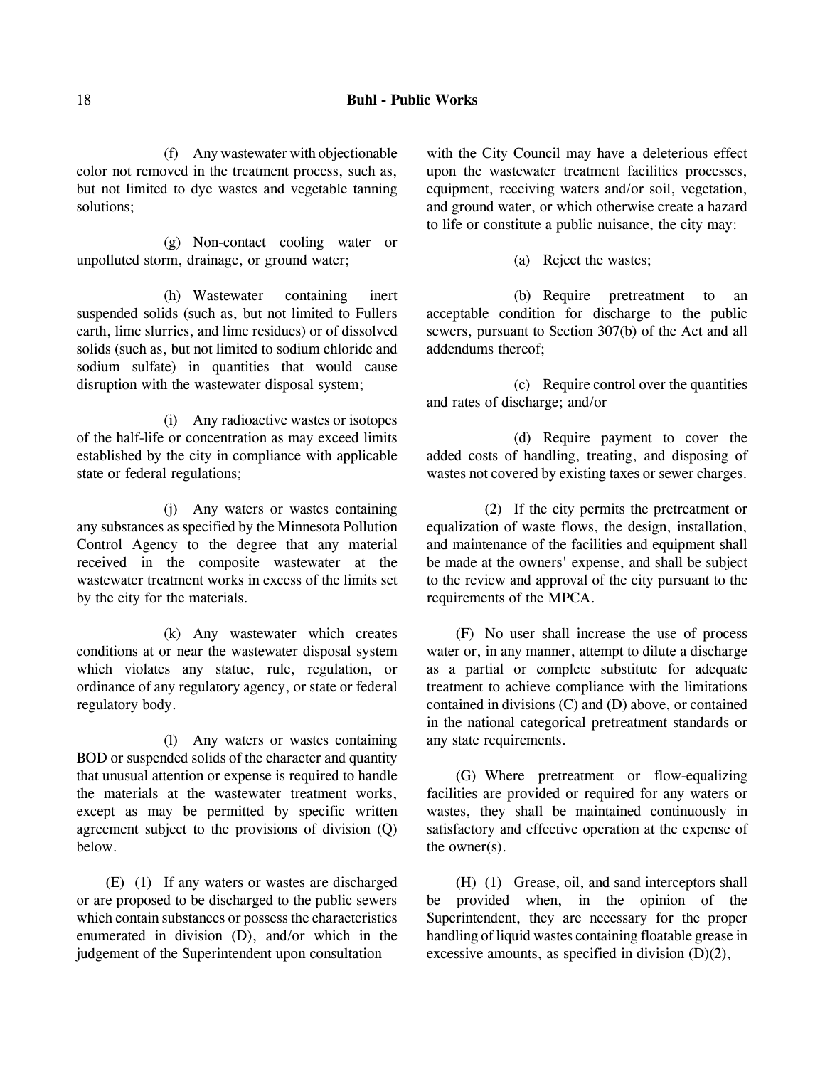(f) Any wastewater with objectionable color not removed in the treatment process, such as, but not limited to dye wastes and vegetable tanning solutions;

(g) Non-contact cooling water or unpolluted storm, drainage, or ground water;

(h) Wastewater containing inert suspended solids (such as, but not limited to Fullers earth, lime slurries, and lime residues) or of dissolved solids (such as, but not limited to sodium chloride and sodium sulfate) in quantities that would cause disruption with the wastewater disposal system;

(i) Any radioactive wastes or isotopes of the half-life or concentration as may exceed limits established by the city in compliance with applicable state or federal regulations;

(j) Any waters or wastes containing any substances as specified by the Minnesota Pollution Control Agency to the degree that any material received in the composite wastewater at the wastewater treatment works in excess of the limits set by the city for the materials.

(k) Any wastewater which creates conditions at or near the wastewater disposal system which violates any statue, rule, regulation, or ordinance of any regulatory agency, or state or federal regulatory body.

(l) Any waters or wastes containing BOD or suspended solids of the character and quantity that unusual attention or expense is required to handle the materials at the wastewater treatment works, except as may be permitted by specific written agreement subject to the provisions of division (Q) below.

(E) (1) If any waters or wastes are discharged or are proposed to be discharged to the public sewers which contain substances or possess the characteristics enumerated in division (D), and/or which in the judgement of the Superintendent upon consultation with the City Council may have a deleterious effect upon the wastewater treatment facilities processes, equipment, receiving waters and/or soil, vegetation, and ground water, or which otherwise create a hazard to life or constitute a public nuisance, the city may:

(a) Reject the wastes;

(b) Require pretreatment to an acceptable condition for discharge to the public sewers, pursuant to Section 307(b) of the Act and all addendums thereof;

(c) Require control over the quantities and rates of discharge; and/or

(d) Require payment to cover the added costs of handling, treating, and disposing of wastes not covered by existing taxes or sewer charges.

(2) If the city permits the pretreatment or equalization of waste flows, the design, installation, and maintenance of the facilities and equipment shall be made at the owners' expense, and shall be subject to the review and approval of the city pursuant to the requirements of the MPCA.

(F) No user shall increase the use of process water or, in any manner, attempt to dilute a discharge as a partial or complete substitute for adequate treatment to achieve compliance with the limitations contained in divisions (C) and (D) above, or contained in the national categorical pretreatment standards or any state requirements.

(G) Where pretreatment or flow-equalizing facilities are provided or required for any waters or wastes, they shall be maintained continuously in satisfactory and effective operation at the expense of the owner(s).

(H) (1) Grease, oil, and sand interceptors shall be provided when, in the opinion of the Superintendent, they are necessary for the proper handling of liquid wastes containing floatable grease in excessive amounts, as specified in division (D)(2),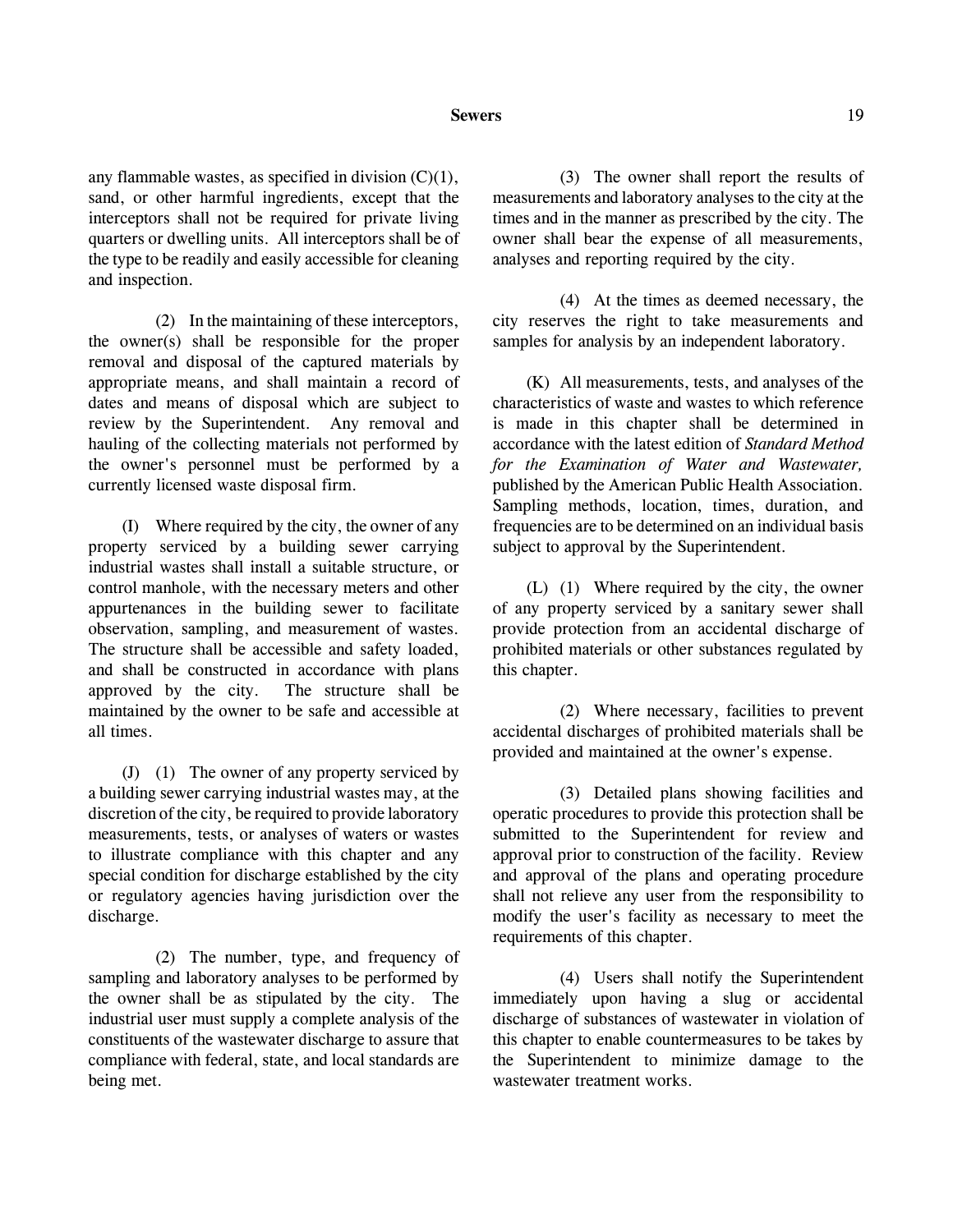any flammable wastes, as specified in division (C)(1), sand, or other harmful ingredients, except that the interceptors shall not be required for private living quarters or dwelling units. All interceptors shall be of the type to be readily and easily accessible for cleaning and inspection.

(2) In the maintaining of these interceptors, the owner(s) shall be responsible for the proper removal and disposal of the captured materials by appropriate means, and shall maintain a record of dates and means of disposal which are subject to review by the Superintendent. Any removal and hauling of the collecting materials not performed by the owner's personnel must be performed by a currently licensed waste disposal firm.

(I) Where required by the city, the owner of any property serviced by a building sewer carrying industrial wastes shall install a suitable structure, or control manhole, with the necessary meters and other appurtenances in the building sewer to facilitate observation, sampling, and measurement of wastes. The structure shall be accessible and safety loaded, and shall be constructed in accordance with plans approved by the city. The structure shall be maintained by the owner to be safe and accessible at all times.

(J) (1) The owner of any property serviced by a building sewer carrying industrial wastes may, at the discretion of the city, be required to provide laboratory measurements, tests, or analyses of waters or wastes to illustrate compliance with this chapter and any special condition for discharge established by the city or regulatory agencies having jurisdiction over the discharge.

(2) The number, type, and frequency of sampling and laboratory analyses to be performed by the owner shall be as stipulated by the city. The industrial user must supply a complete analysis of the constituents of the wastewater discharge to assure that compliance with federal, state, and local standards are being met.

(3) The owner shall report the results of measurements and laboratory analyses to the city at the times and in the manner as prescribed by the city. The owner shall bear the expense of all measurements, analyses and reporting required by the city.

(4) At the times as deemed necessary, the city reserves the right to take measurements and samples for analysis by an independent laboratory.

(K) All measurements, tests, and analyses of the characteristics of waste and wastes to which reference is made in this chapter shall be determined in accordance with the latest edition of *Standard Method for the Examination of Water and Wastewater,* published by the American Public Health Association. Sampling methods, location, times, duration, and frequencies are to be determined on an individual basis subject to approval by the Superintendent.

(L) (1) Where required by the city, the owner of any property serviced by a sanitary sewer shall provide protection from an accidental discharge of prohibited materials or other substances regulated by this chapter.

(2) Where necessary, facilities to prevent accidental discharges of prohibited materials shall be provided and maintained at the owner's expense.

(3) Detailed plans showing facilities and operatic procedures to provide this protection shall be submitted to the Superintendent for review and approval prior to construction of the facility. Review and approval of the plans and operating procedure shall not relieve any user from the responsibility to modify the user's facility as necessary to meet the requirements of this chapter.

(4) Users shall notify the Superintendent immediately upon having a slug or accidental discharge of substances of wastewater in violation of this chapter to enable countermeasures to be takes by the Superintendent to minimize damage to the wastewater treatment works.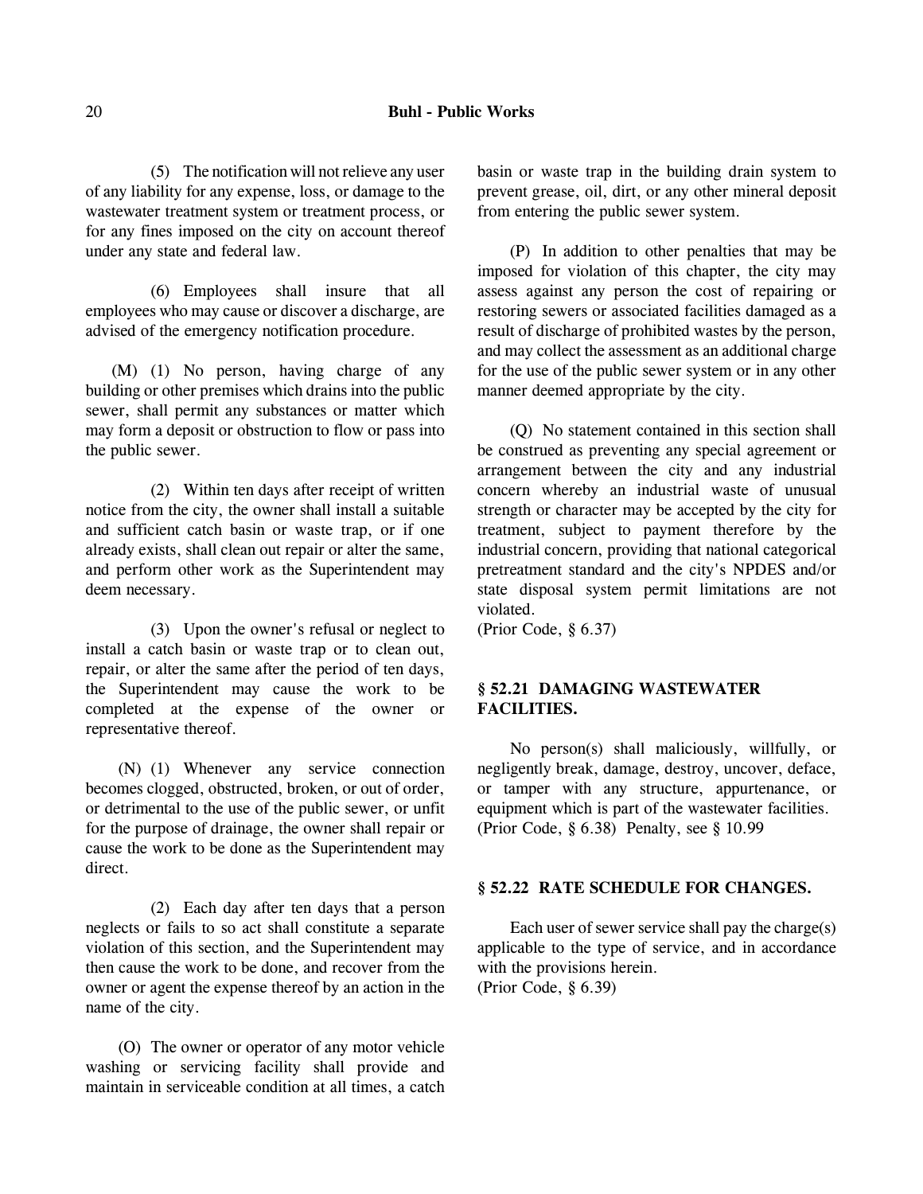(5) The notification will not relieve any user of any liability for any expense, loss, or damage to the wastewater treatment system or treatment process, or for any fines imposed on the city on account thereof under any state and federal law.

(6) Employees shall insure that all employees who may cause or discover a discharge, are advised of the emergency notification procedure.

(M) (1) No person, having charge of any building or other premises which drains into the public sewer, shall permit any substances or matter which may form a deposit or obstruction to flow or pass into the public sewer.

(2) Within ten days after receipt of written notice from the city, the owner shall install a suitable and sufficient catch basin or waste trap, or if one already exists, shall clean out repair or alter the same, and perform other work as the Superintendent may deem necessary.

(3) Upon the owner's refusal or neglect to install a catch basin or waste trap or to clean out, repair, or alter the same after the period of ten days, the Superintendent may cause the work to be completed at the expense of the owner or representative thereof.

(N) (1) Whenever any service connection becomes clogged, obstructed, broken, or out of order, or detrimental to the use of the public sewer, or unfit for the purpose of drainage, the owner shall repair or cause the work to be done as the Superintendent may direct.

(2) Each day after ten days that a person neglects or fails to so act shall constitute a separate violation of this section, and the Superintendent may then cause the work to be done, and recover from the owner or agent the expense thereof by an action in the name of the city.

(O) The owner or operator of any motor vehicle washing or servicing facility shall provide and maintain in serviceable condition at all times, a catch basin or waste trap in the building drain system to prevent grease, oil, dirt, or any other mineral deposit from entering the public sewer system.

(P) In addition to other penalties that may be imposed for violation of this chapter, the city may assess against any person the cost of repairing or restoring sewers or associated facilities damaged as a result of discharge of prohibited wastes by the person, and may collect the assessment as an additional charge for the use of the public sewer system or in any other manner deemed appropriate by the city.

(Q) No statement contained in this section shall be construed as preventing any special agreement or arrangement between the city and any industrial concern whereby an industrial waste of unusual strength or character may be accepted by the city for treatment, subject to payment therefore by the industrial concern, providing that national categorical pretreatment standard and the city's NPDES and/or state disposal system permit limitations are not violated.
(Prior Code, § 6.37)

### § 52.21 DAMAGING WASTEWATER FACILITIES.

No person(s) shall maliciously, willfully, or negligently break, damage, destroy, uncover, deface, or tamper with any structure, appurtenance, or equipment which is part of the wastewater facilities.
(Prior Code, § 6.38) Penalty, see § 10.99

### § 52.22 RATE SCHEDULE FOR CHANGES.

Each user of sewer service shall pay the charge(s) applicable to the type of service, and in accordance with the provisions herein.
(Prior Code, § 6.39)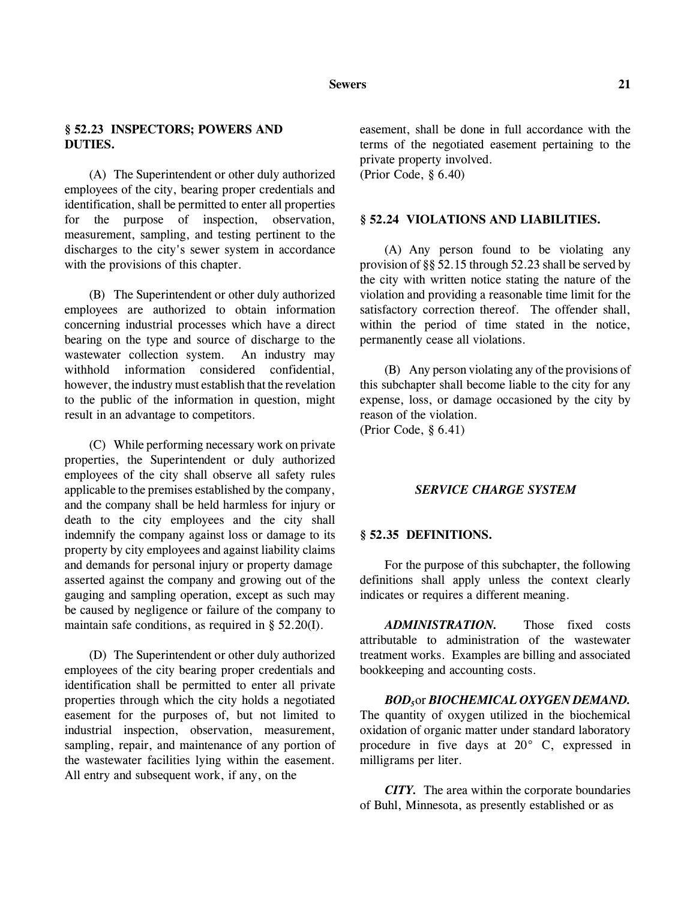### § 52.23 INSPECTORS; POWERS AND DUTIES.

(A) The Superintendent or other duly authorized employees of the city, bearing proper credentials and identification, shall be permitted to enter all properties for the purpose of inspection, observation, measurement, sampling, and testing pertinent to the discharges to the city's sewer system in accordance with the provisions of this chapter.

(B) The Superintendent or other duly authorized employees are authorized to obtain information concerning industrial processes which have a direct bearing on the type and source of discharge to the wastewater collection system. An industry may withhold information considered confidential, however, the industry must establish that the revelation to the public of the information in question, might result in an advantage to competitors.

(C) While performing necessary work on private properties, the Superintendent or duly authorized employees of the city shall observe all safety rules applicable to the premises established by the company, and the company shall be held harmless for injury or death to the city employees and the city shall indemnify the company against loss or damage to its property by city employees and against liability claims and demands for personal injury or property damage asserted against the company and growing out of the gauging and sampling operation, except as such may be caused by negligence or failure of the company to maintain safe conditions, as required in § 52.20(I).

(D) The Superintendent or other duly authorized employees of the city bearing proper credentials and identification shall be permitted to enter all private properties through which the city holds a negotiated easement for the purposes of, but not limited to industrial inspection, observation, measurement, sampling, repair, and maintenance of any portion of the wastewater facilities lying within the easement. All entry and subsequent work, if any, on the easement, shall be done in full accordance with the terms of the negotiated easement pertaining to the private property involved.
(Prior Code, § 6.40)

### § 52.24 VIOLATIONS AND LIABILITIES.

(A) Any person found to be violating any provision of §§ 52.15 through 52.23 shall be served by the city with written notice stating the nature of the violation and providing a reasonable time limit for the satisfactory correction thereof. The offender shall, within the period of time stated in the notice, permanently cease all violations.

(B) Any person violating any of the provisions of this subchapter shall become liable to the city for any expense, loss, or damage occasioned by the city by reason of the violation.
(Prior Code, § 6.41)

## *SERVICE CHARGE SYSTEM*

### § 52.35 DEFINITIONS.

For the purpose of this subchapter, the following definitions shall apply unless the context clearly indicates or requires a different meaning.

***ADMINISTRATION.*** Those fixed costs attributable to administration of the wastewater treatment works. Examples are billing and associated bookkeeping and accounting costs.

***$BOD_5$* or *BIOCHEMICAL OXYGEN DEMAND.*** The quantity of oxygen utilized in the biochemical oxidation of organic matter under standard laboratory procedure in five days at 20° C, expressed in milligrams per liter.

***CITY.*** The area within the corporate boundaries of Buhl, Minnesota, as presently established or as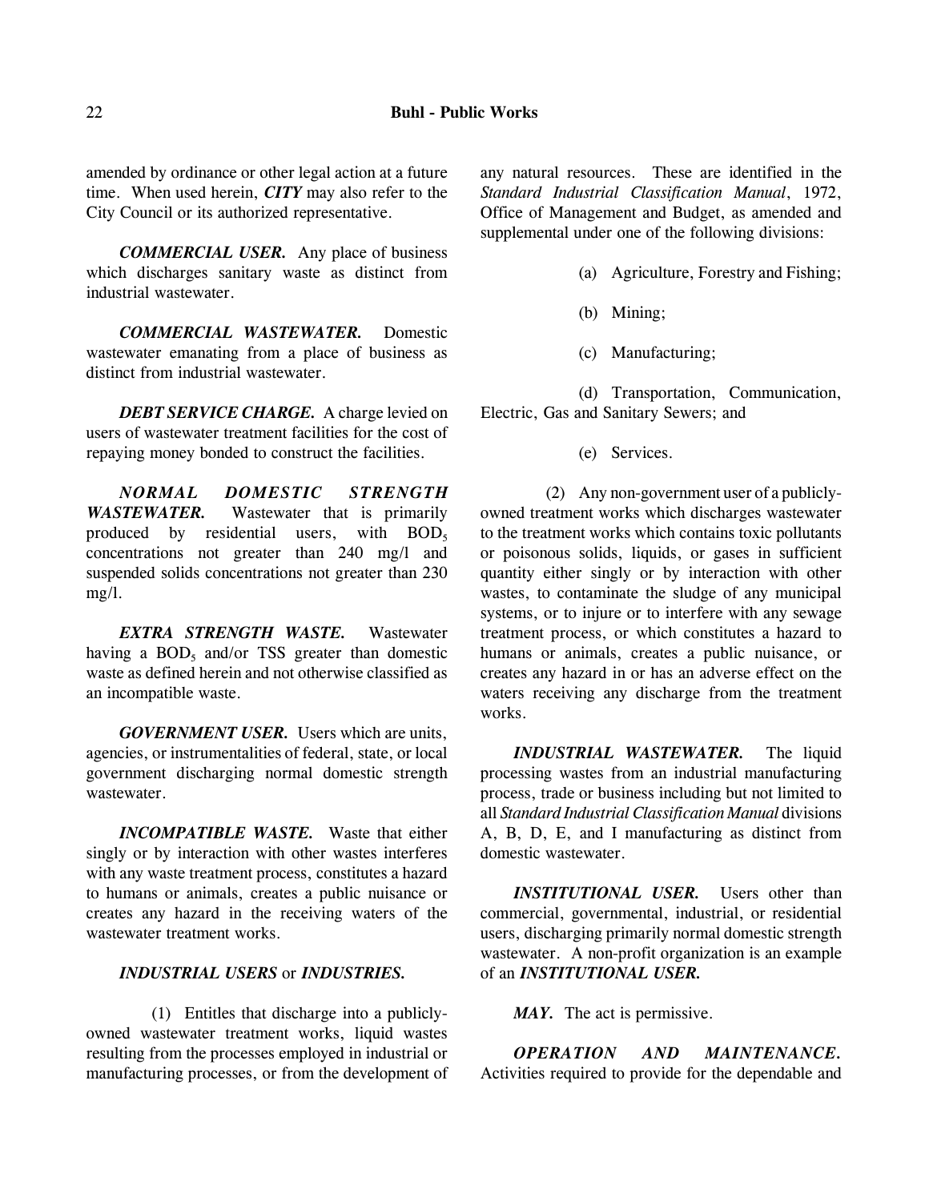amended by ordinance or other legal action at a future time. When used herein, ***CITY*** may also refer to the City Council or its authorized representative.

***COMMERCIAL USER.*** Any place of business which discharges sanitary waste as distinct from industrial wastewater.

***COMMERCIAL WASTEWATER.*** Domestic wastewater emanating from a place of business as distinct from industrial wastewater.

***DEBT SERVICE CHARGE.*** A charge levied on users of wastewater treatment facilities for the cost of repaying money bonded to construct the facilities.

***NORMAL DOMESTIC STRENGTH WASTEWATER.*** Wastewater that is primarily produced by residential users, with $BOD_5$ concentrations not greater than 240 mg/l and suspended solids concentrations not greater than 230 mg/l.

***EXTRA STRENGTH WASTE.*** Wastewater having a $BOD_5$ and/or TSS greater than domestic waste as defined herein and not otherwise classified as an incompatible waste.

***GOVERNMENT USER.*** Users which are units, agencies, or instrumentalities of federal, state, or local government discharging normal domestic strength wastewater.

***INCOMPATIBLE WASTE.*** Waste that either singly or by interaction with other wastes interferes with any waste treatment process, constitutes a hazard to humans or animals, creates a public nuisance or creates any hazard in the receiving waters of the wastewater treatment works.

***INDUSTRIAL USERS*** or ***INDUSTRIES.***

(1) Entitles that discharge into a publicly-owned wastewater treatment works, liquid wastes resulting from the processes employed in industrial or manufacturing processes, or from the development of any natural resources. These are identified in the *Standard Industrial Classification Manual*, 1972, Office of Management and Budget, as amended and supplemental under one of the following divisions:

(a) Agriculture, Forestry and Fishing;

(b) Mining;

(c) Manufacturing;

(d) Transportation, Communication, Electric, Gas and Sanitary Sewers; and

(e) Services.

(2) Any non-government user of a publicly-owned treatment works which discharges wastewater to the treatment works which contains toxic pollutants or poisonous solids, liquids, or gases in sufficient quantity either singly or by interaction with other wastes, to contaminate the sludge of any municipal systems, or to injure or to interfere with any sewage treatment process, or which constitutes a hazard to humans or animals, creates a public nuisance, or creates any hazard in or has an adverse effect on the waters receiving any discharge from the treatment works.

***INDUSTRIAL WASTEWATER.*** The liquid processing wastes from an industrial manufacturing process, trade or business including but not limited to all *Standard Industrial Classification Manual* divisions A, B, D, E, and I manufacturing as distinct from domestic wastewater.

***INSTITUTIONAL USER.*** Users other than commercial, governmental, industrial, or residential users, discharging primarily normal domestic strength wastewater. A non-profit organization is an example of an ***INSTITUTIONAL USER.***

***MAY.*** The act is permissive.

***OPERATION AND MAINTENANCE.*** Activities required to provide for the dependable and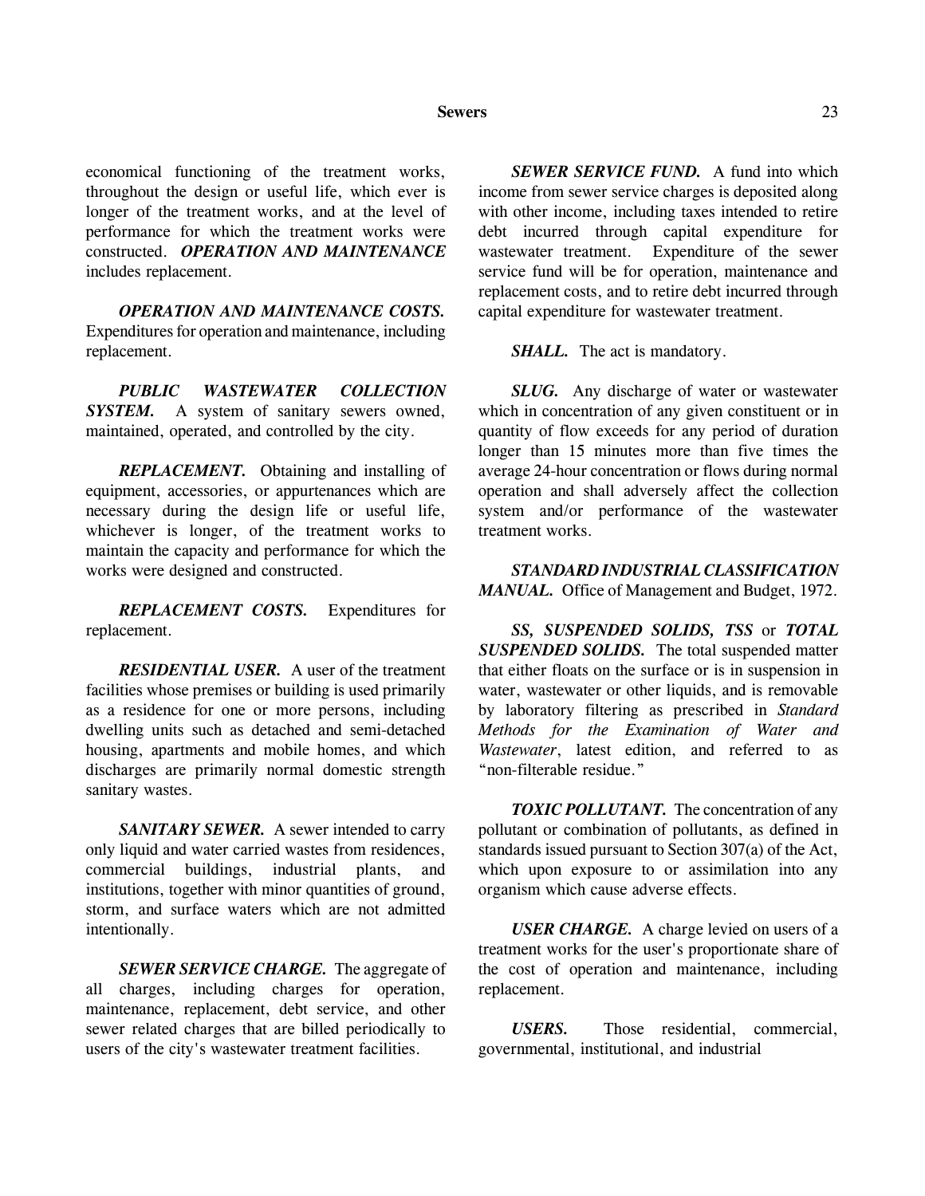economical functioning of the treatment works, throughout the design or useful life, which ever is longer of the treatment works, and at the level of performance for which the treatment works were constructed. ***OPERATION AND MAINTENANCE*** includes replacement.

***OPERATION AND MAINTENANCE COSTS.*** Expenditures for operation and maintenance, including replacement.

***PUBLIC WASTEWATER COLLECTION SYSTEM.*** A system of sanitary sewers owned, maintained, operated, and controlled by the city.

***REPLACEMENT.*** Obtaining and installing of equipment, accessories, or appurtenances which are necessary during the design life or useful life, whichever is longer, of the treatment works to maintain the capacity and performance for which the works were designed and constructed.

***REPLACEMENT COSTS.*** Expenditures for replacement.

***RESIDENTIAL USER.*** A user of the treatment facilities whose premises or building is used primarily as a residence for one or more persons, including dwelling units such as detached and semi-detached housing, apartments and mobile homes, and which discharges are primarily normal domestic strength sanitary wastes.

***SANITARY SEWER.*** A sewer intended to carry only liquid and water carried wastes from residences, commercial buildings, industrial plants, and institutions, together with minor quantities of ground, storm, and surface waters which are not admitted intentionally.

***SEWER SERVICE CHARGE.*** The aggregate of all charges, including charges for operation, maintenance, replacement, debt service, and other sewer related charges that are billed periodically to users of the city's wastewater treatment facilities.

***SEWER SERVICE FUND.*** A fund into which income from sewer service charges is deposited along with other income, including taxes intended to retire debt incurred through capital expenditure for wastewater treatment. Expenditure of the sewer service fund will be for operation, maintenance and replacement costs, and to retire debt incurred through capital expenditure for wastewater treatment.

***SHALL.*** The act is mandatory.

***SLUG.*** Any discharge of water or wastewater which in concentration of any given constituent or in quantity of flow exceeds for any period of duration longer than 15 minutes more than five times the average 24-hour concentration or flows during normal operation and shall adversely affect the collection system and/or performance of the wastewater treatment works.

***STANDARD INDUSTRIAL CLASSIFICATION MANUAL.*** Office of Management and Budget, 1972.

***SS, SUSPENDED SOLIDS, TSS*** or ***TOTAL SUSPENDED SOLIDS.*** The total suspended matter that either floats on the surface or is in suspension in water, wastewater or other liquids, and is removable by laboratory filtering as prescribed in *Standard Methods for the Examination of Water and Wastewater*, latest edition, and referred to as "non-filterable residue."

***TOXIC POLLUTANT.*** The concentration of any pollutant or combination of pollutants, as defined in standards issued pursuant to Section 307(a) of the Act, which upon exposure to or assimilation into any organism which cause adverse effects.

***USER CHARGE.*** A charge levied on users of a treatment works for the user's proportionate share of the cost of operation and maintenance, including replacement.

***USERS.*** Those residential, commercial, governmental, institutional, and industrial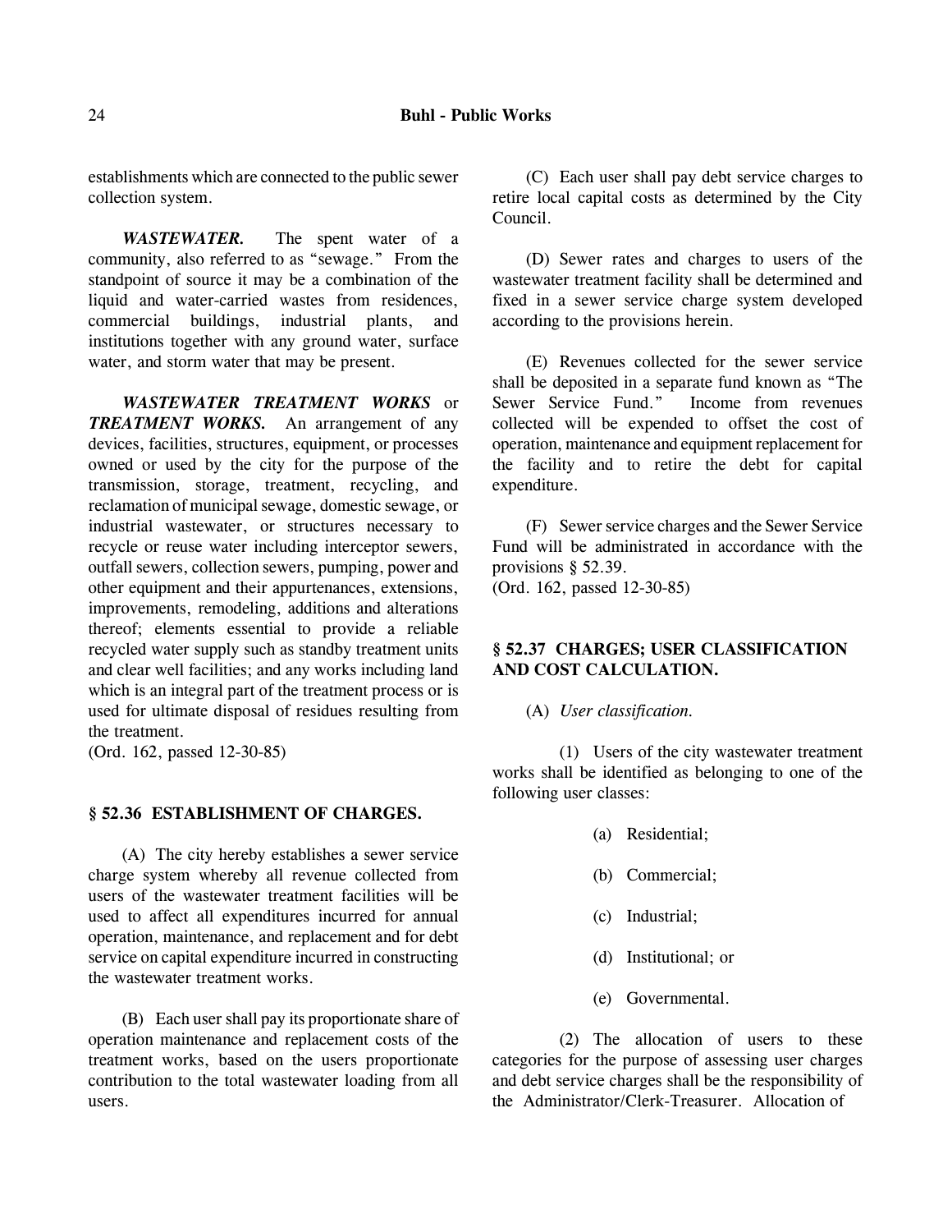establishments which are connected to the public sewer collection system.

***WASTEWATER.*** The spent water of a community, also referred to as "sewage." From the standpoint of source it may be a combination of the liquid and water-carried wastes from residences, commercial buildings, industrial plants, and institutions together with any ground water, surface water, and storm water that may be present.

***WASTEWATER TREATMENT WORKS*** or ***TREATMENT WORKS.*** An arrangement of any devices, facilities, structures, equipment, or processes owned or used by the city for the purpose of the transmission, storage, treatment, recycling, and reclamation of municipal sewage, domestic sewage, or industrial wastewater, or structures necessary to recycle or reuse water including interceptor sewers, outfall sewers, collection sewers, pumping, power and other equipment and their appurtenances, extensions, improvements, remodeling, additions and alterations thereof; elements essential to provide a reliable recycled water supply such as standby treatment units and clear well facilities; and any works including land which is an integral part of the treatment process or is used for ultimate disposal of residues resulting from the treatment.
(Ord. 162, passed 12-30-85)

### § 52.36 ESTABLISHMENT OF CHARGES.

(A) The city hereby establishes a sewer service charge system whereby all revenue collected from users of the wastewater treatment facilities will be used to affect all expenditures incurred for annual operation, maintenance, and replacement and for debt service on capital expenditure incurred in constructing the wastewater treatment works.

(B) Each user shall pay its proportionate share of operation maintenance and replacement costs of the treatment works, based on the users proportionate contribution to the total wastewater loading from all users.

(C) Each user shall pay debt service charges to retire local capital costs as determined by the City Council.

(D) Sewer rates and charges to users of the wastewater treatment facility shall be determined and fixed in a sewer service charge system developed according to the provisions herein.

(E) Revenues collected for the sewer service shall be deposited in a separate fund known as "The Sewer Service Fund." Income from revenues collected will be expended to offset the cost of operation, maintenance and equipment replacement for the facility and to retire the debt for capital expenditure.

(F) Sewer service charges and the Sewer Service Fund will be administrated in accordance with the provisions § 52.39.
(Ord. 162, passed 12-30-85)

### § 52.37 CHARGES; USER CLASSIFICATION AND COST CALCULATION.

(A) *User classification.*

(1) Users of the city wastewater treatment works shall be identified as belonging to one of the following user classes:

(a) Residential;

(b) Commercial;

(c) Industrial;

(d) Institutional; or

(e) Governmental.

(2) The allocation of users to these categories for the purpose of assessing user charges and debt service charges shall be the responsibility of the Administrator/Clerk-Treasurer. Allocation of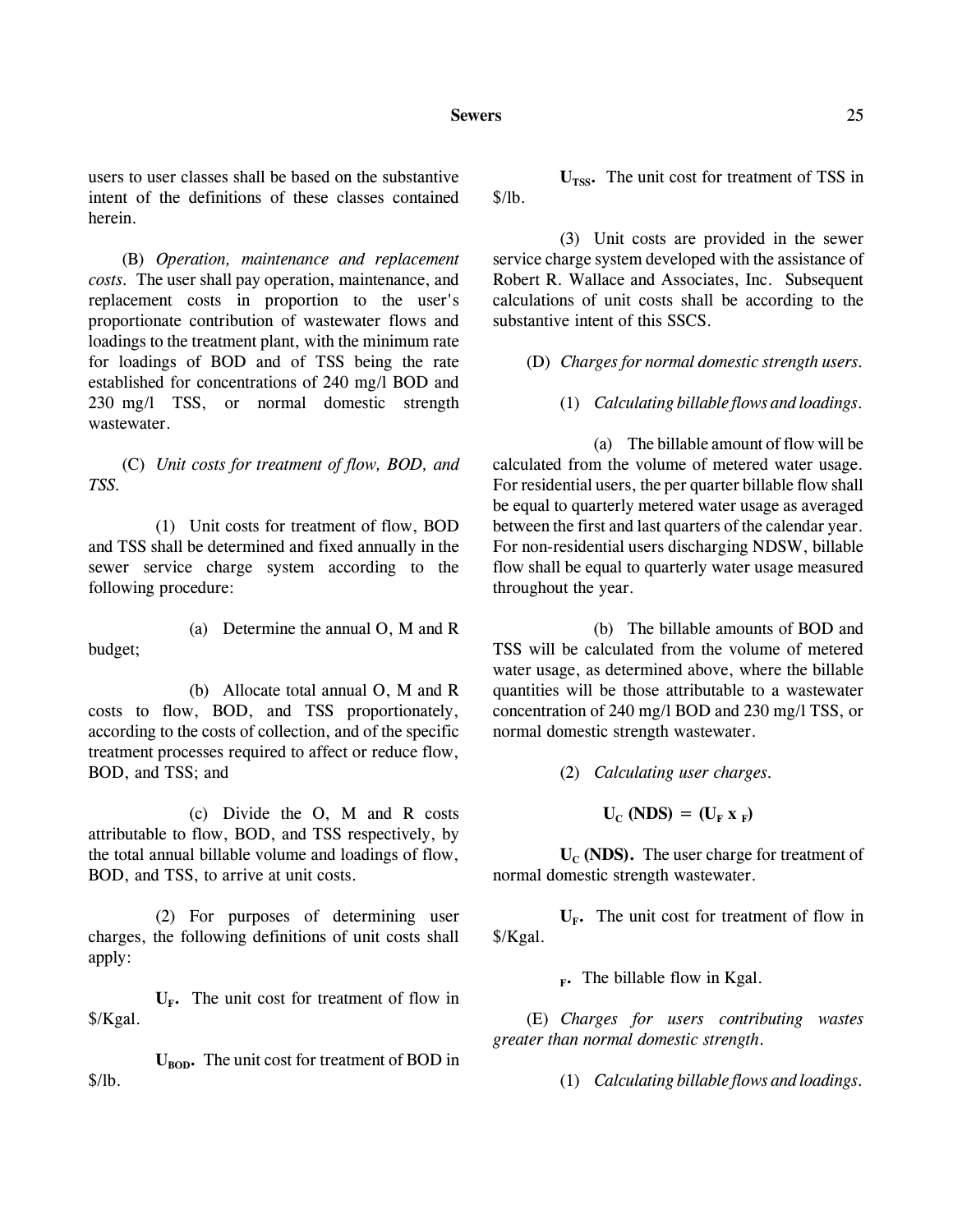users to user classes shall be based on the substantive intent of the definitions of these classes contained herein.

(B) *Operation, maintenance and replacement costs.* The user shall pay operation, maintenance, and replacement costs in proportion to the user's proportionate contribution of wastewater flows and loadings to the treatment plant, with the minimum rate for loadings of BOD and of TSS being the rate established for concentrations of 240 mg/l BOD and 230 mg/l TSS, or normal domestic strength wastewater.

(C) *Unit costs for treatment of flow, BOD, and TSS.*

(1) Unit costs for treatment of flow, BOD and TSS shall be determined and fixed annually in the sewer service charge system according to the following procedure:

(a) Determine the annual O, M and R budget;

(b) Allocate total annual O, M and R costs to flow, BOD, and TSS proportionately, according to the costs of collection, and of the specific treatment processes required to affect or reduce flow, BOD, and TSS; and

(c) Divide the O, M and R costs attributable to flow, BOD, and TSS respectively, by the total annual billable volume and loadings of flow, BOD, and TSS, to arrive at unit costs.

(2) For purposes of determining user charges, the following definitions of unit costs shall apply:

**$U_F$.** The unit cost for treatment of flow in $/Kgal.

**$U_{BOD}$.** The unit cost for treatment of BOD in $/lb.

**$U_{TSS}$.** The unit cost for treatment of TSS in $/lb.

(3) Unit costs are provided in the sewer service charge system developed with the assistance of Robert R. Wallace and Associates, Inc. Subsequent calculations of unit costs shall be according to the substantive intent of this SSCS.

(D) *Charges for normal domestic strength users.*

(1) *Calculating billable flows and loadings.*

(a) The billable amount of flow will be calculated from the volume of metered water usage. For residential users, the per quarter billable flow shall be equal to quarterly metered water usage as averaged between the first and last quarters of the calendar year. For non-residential users discharging NDSW, billable flow shall be equal to quarterly water usage measured throughout the year.

(b) The billable amounts of BOD and TSS will be calculated from the volume of metered water usage, as determined above, where the billable quantities will be those attributable to a wastewater concentration of 240 mg/l BOD and 230 mg/l TSS, or normal domestic strength wastewater.

(2) *Calculating user charges.*

$$U_C \text{ (NDS)} = (U_F \times {}_F)$$

**$U_C$ (NDS).** The user charge for treatment of normal domestic strength wastewater.

**$U_F$.** The unit cost for treatment of flow in $/Kgal.

**$_F$.** The billable flow in Kgal.

(E) *Charges for users contributing wastes greater than normal domestic strength.*

(1) *Calculating billable flows and loadings.*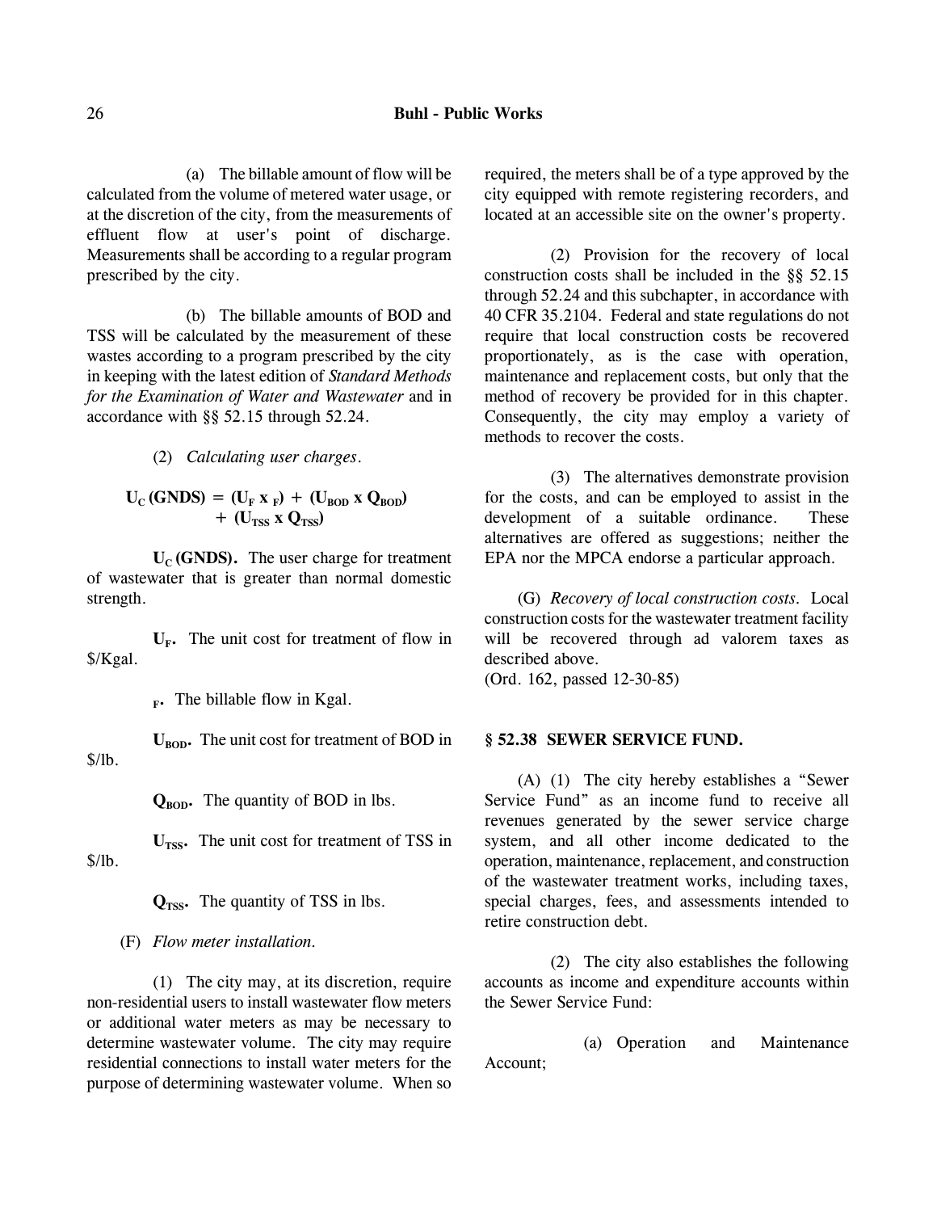(a) The billable amount of flow will be calculated from the volume of metered water usage, or at the discretion of the city, from the measurements of effluent flow at user's point of discharge. Measurements shall be according to a regular program prescribed by the city.

(b) The billable amounts of BOD and TSS will be calculated by the measurement of these wastes according to a program prescribed by the city in keeping with the latest edition of *Standard Methods for the Examination of Water and Wastewater* and in accordance with §§ 52.15 through 52.24.

(2) *Calculating user charges.*

$$U_C \text{ (GNDS)} = (U_F \text{ x }_F) + (U_{BOD} \text{ x } Q_{BOD}) + (U_{TSS} \text{ x } Q_{TSS})$$

**$U_C$ (GNDS).** The user charge for treatment of wastewater that is greater than normal domestic strength.

**$U_F$.** The unit cost for treatment of flow in $/Kgal.

**$_F$.** The billable flow in Kgal.

**$U_{BOD}$.** The unit cost for treatment of BOD in $/lb.

**$Q_{BOD}$.** The quantity of BOD in lbs.

**$U_{TSS}$.** The unit cost for treatment of TSS in $/lb.

**$Q_{TSS}$.** The quantity of TSS in lbs.

(F) *Flow meter installation.*

(1) The city may, at its discretion, require non-residential users to install wastewater flow meters or additional water meters as may be necessary to determine wastewater volume. The city may require residential connections to install water meters for the purpose of determining wastewater volume. When so required, the meters shall be of a type approved by the city equipped with remote registering recorders, and located at an accessible site on the owner's property.

(2) Provision for the recovery of local construction costs shall be included in the §§ 52.15 through 52.24 and this subchapter, in accordance with 40 CFR 35.2104. Federal and state regulations do not require that local construction costs be recovered proportionately, as is the case with operation, maintenance and replacement costs, but only that the method of recovery be provided for in this chapter. Consequently, the city may employ a variety of methods to recover the costs.

(3) The alternatives demonstrate provision for the costs, and can be employed to assist in the development of a suitable ordinance. These alternatives are offered as suggestions; neither the EPA nor the MPCA endorse a particular approach.

(G) *Recovery of local construction costs.* Local construction costs for the wastewater treatment facility will be recovered through ad valorem taxes as described above.
(Ord. 162, passed 12-30-85)

## § 52.38 SEWER SERVICE FUND.

(A) (1) The city hereby establishes a "Sewer Service Fund" as an income fund to receive all revenues generated by the sewer service charge system, and all other income dedicated to the operation, maintenance, replacement, and construction of the wastewater treatment works, including taxes, special charges, fees, and assessments intended to retire construction debt.

(2) The city also establishes the following accounts as income and expenditure accounts within the Sewer Service Fund:

(a) Operation and Maintenance Account;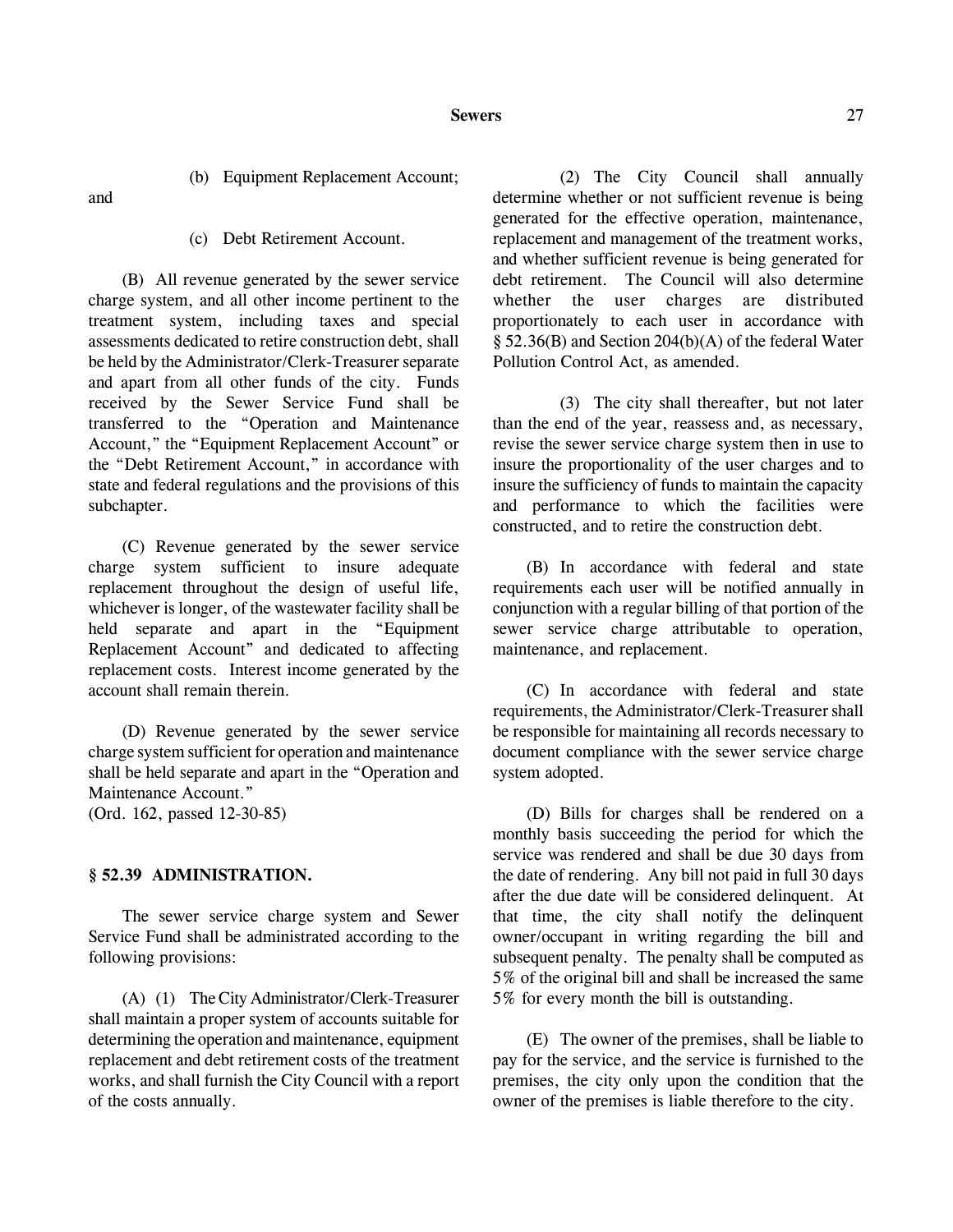(b) Equipment Replacement Account; and

(c) Debt Retirement Account.

(B) All revenue generated by the sewer service charge system, and all other income pertinent to the treatment system, including taxes and special assessments dedicated to retire construction debt, shall be held by the Administrator/Clerk-Treasurer separate and apart from all other funds of the city. Funds received by the Sewer Service Fund shall be transferred to the "Operation and Maintenance Account," the "Equipment Replacement Account" or the "Debt Retirement Account," in accordance with state and federal regulations and the provisions of this subchapter.

(C) Revenue generated by the sewer service charge system sufficient to insure adequate replacement throughout the design of useful life, whichever is longer, of the wastewater facility shall be held separate and apart in the "Equipment Replacement Account" and dedicated to affecting replacement costs. Interest income generated by the account shall remain therein.

(D) Revenue generated by the sewer service charge system sufficient for operation and maintenance shall be held separate and apart in the "Operation and Maintenance Account."
(Ord. 162, passed 12-30-85)

**§ 52.39 ADMINISTRATION.**

The sewer service charge system and Sewer Service Fund shall be administrated according to the following provisions:

(A) (1) The City Administrator/Clerk-Treasurer shall maintain a proper system of accounts suitable for determining the operation and maintenance, equipment replacement and debt retirement costs of the treatment works, and shall furnish the City Council with a report of the costs annually.

(2) The City Council shall annually determine whether or not sufficient revenue is being generated for the effective operation, maintenance, replacement and management of the treatment works, and whether sufficient revenue is being generated for debt retirement. The Council will also determine whether the user charges are distributed proportionately to each user in accordance with § 52.36(B) and Section 204(b)(A) of the federal Water Pollution Control Act, as amended.

(3) The city shall thereafter, but not later than the end of the year, reassess and, as necessary, revise the sewer service charge system then in use to insure the proportionality of the user charges and to insure the sufficiency of funds to maintain the capacity and performance to which the facilities were constructed, and to retire the construction debt.

(B) In accordance with federal and state requirements each user will be notified annually in conjunction with a regular billing of that portion of the sewer service charge attributable to operation, maintenance, and replacement.

(C) In accordance with federal and state requirements, the Administrator/Clerk-Treasurer shall be responsible for maintaining all records necessary to document compliance with the sewer service charge system adopted.

(D) Bills for charges shall be rendered on a monthly basis succeeding the period for which the service was rendered and shall be due 30 days from the date of rendering. Any bill not paid in full 30 days after the due date will be considered delinquent. At that time, the city shall notify the delinquent owner/occupant in writing regarding the bill and subsequent penalty. The penalty shall be computed as 5% of the original bill and shall be increased the same 5% for every month the bill is outstanding.

(E) The owner of the premises, shall be liable to pay for the service, and the service is furnished to the premises, the city only upon the condition that the owner of the premises is liable therefore to the city.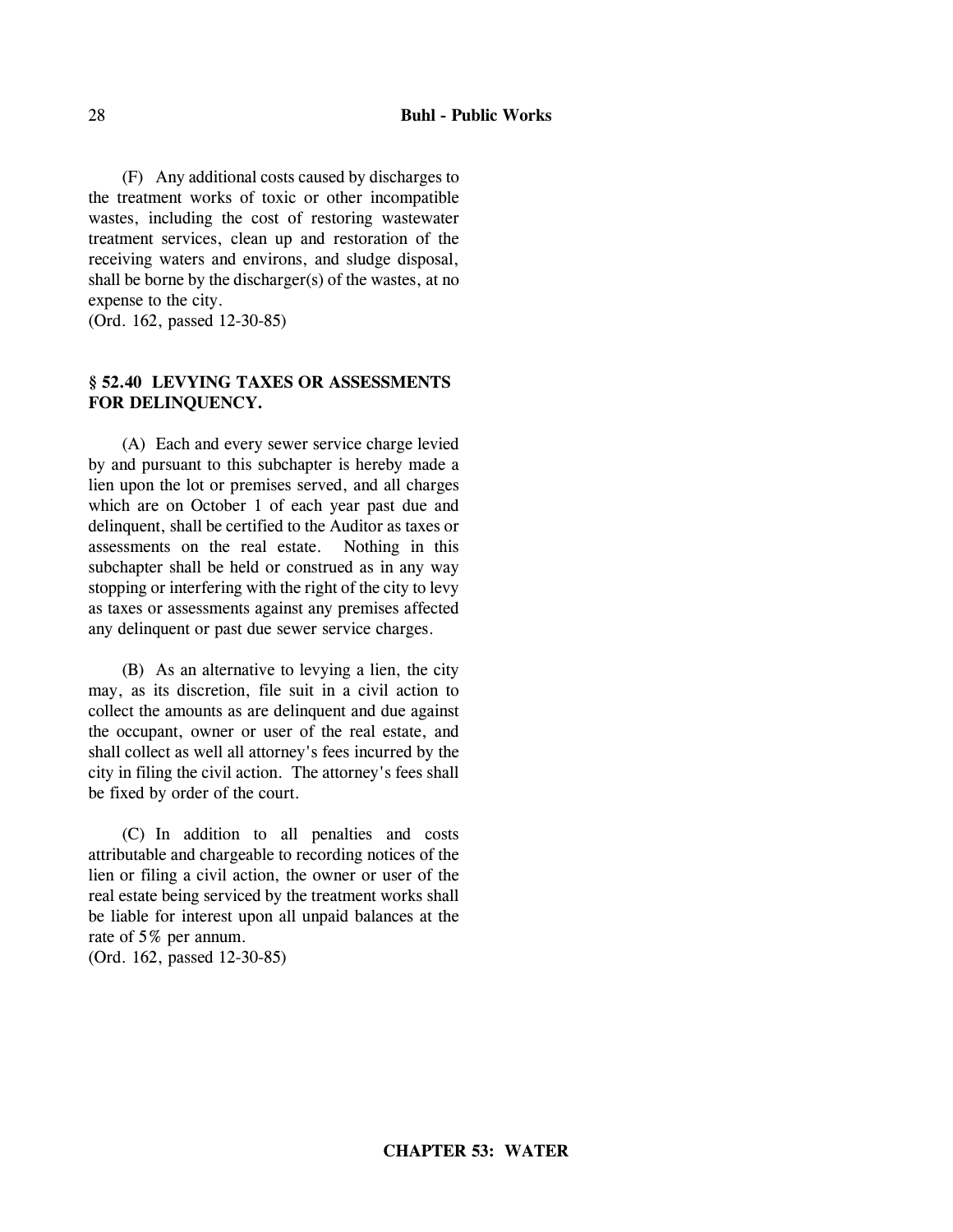(F) Any additional costs caused by discharges to the treatment works of toxic or other incompatible wastes, including the cost of restoring wastewater treatment services, clean up and restoration of the receiving waters and environs, and sludge disposal, shall be borne by the discharger(s) of the wastes, at no expense to the city.
(Ord. 162, passed 12-30-85)

### § 52.40 LEVYING TAXES OR ASSESSMENTS FOR DELINQUENCY.

(A) Each and every sewer service charge levied by and pursuant to this subchapter is hereby made a lien upon the lot or premises served, and all charges which are on October 1 of each year past due and delinquent, shall be certified to the Auditor as taxes or assessments on the real estate. Nothing in this subchapter shall be held or construed as in any way stopping or interfering with the right of the city to levy as taxes or assessments against any premises affected any delinquent or past due sewer service charges.

(B) As an alternative to levying a lien, the city may, as its discretion, file suit in a civil action to collect the amounts as are delinquent and due against the occupant, owner or user of the real estate, and shall collect as well all attorney's fees incurred by the city in filing the civil action. The attorney's fees shall be fixed by order of the court.

(C) In addition to all penalties and costs attributable and chargeable to recording notices of the lien or filing a civil action, the owner or user of the real estate being serviced by the treatment works shall be liable for interest upon all unpaid balances at the rate of 5% per annum.
(Ord. 162, passed 12-30-85)

## CHAPTER 53: WATER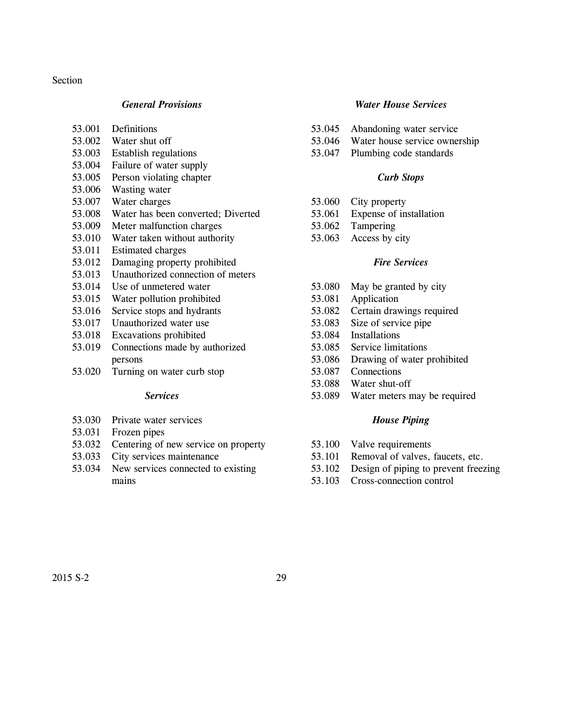Section

***General Provisions***

53.001 Definitions
53.002 Water shut off
53.003 Establish regulations
53.004 Failure of water supply
53.005 Person violating chapter
53.006 Wasting water
53.007 Water charges
53.008 Water has been converted; Diverted
53.009 Meter malfunction charges
53.010 Water taken without authority
53.011 Estimated charges
53.012 Damaging property prohibited
53.013 Unauthorized connection of meters
53.014 Use of unmetered water
53.015 Water pollution prohibited
53.016 Service stops and hydrants
53.017 Unauthorized water use
53.018 Excavations prohibited
53.019 Connections made by authorized persons
53.020 Turning on water curb stop

***Services***

53.030 Private water services
53.031 Frozen pipes
53.032 Centering of new service on property
53.033 City services maintenance
53.034 New services connected to existing mains

***Water House Services***

53.045 Abandoning water service
53.046 Water house service ownership
53.047 Plumbing code standards

***Curb Stops***

53.060 City property
53.061 Expense of installation
53.062 Tampering
53.063 Access by city

***Fire Services***

53.080 May be granted by city
53.081 Application
53.082 Certain drawings required
53.083 Size of service pipe
53.084 Installations
53.085 Service limitations
53.086 Drawing of water prohibited
53.087 Connections
53.088 Water shut-off
53.089 Water meters may be required

***House Piping***

53.100 Valve requirements
53.101 Removal of valves, faucets, etc.
53.102 Design of piping to prevent freezing
53.103 Cross-connection control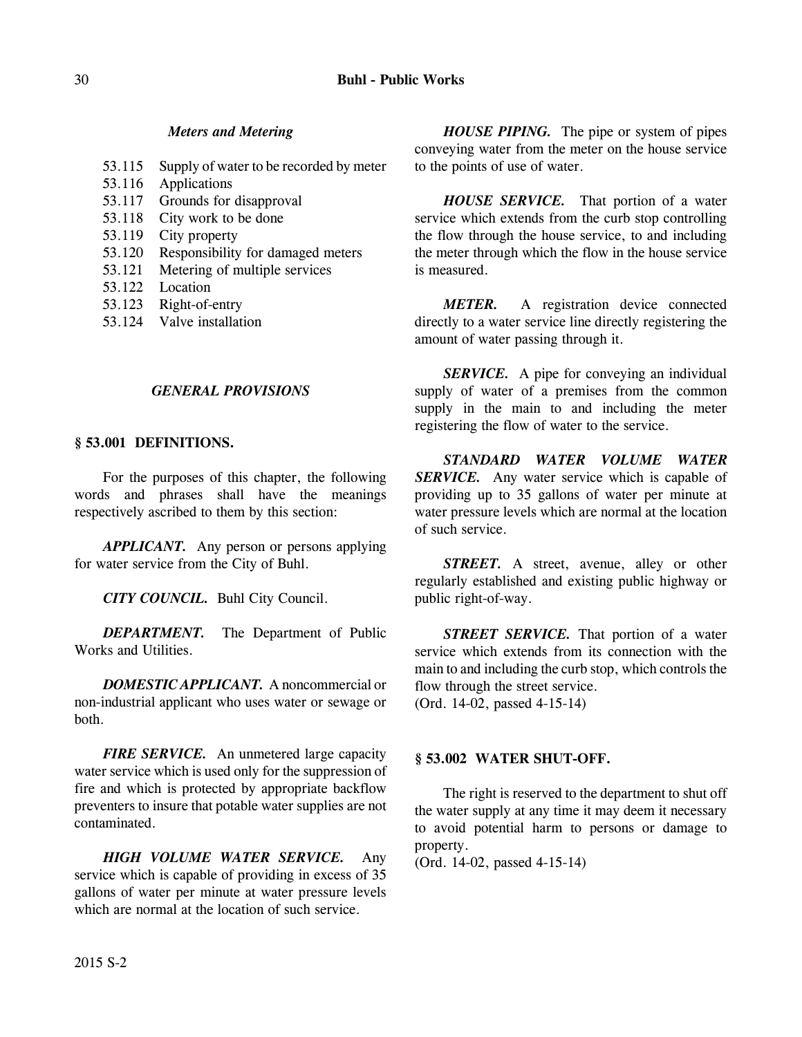*Meters and Metering*

53.115 Supply of water to be recorded by meter
53.116 Applications
53.117 Grounds for disapproval
53.118 City work to be done
53.119 City property
53.120 Responsibility for damaged meters
53.121 Metering of multiple services
53.122 Location
53.123 Right-of-entry
53.124 Valve installation

*GENERAL PROVISIONS*

### § 53.001 DEFINITIONS.

For the purposes of this chapter, the following words and phrases shall have the meanings respectively ascribed to them by this section:

***APPLICANT.*** Any person or persons applying for water service from the City of Buhl.

***CITY COUNCIL.*** Buhl City Council.

***DEPARTMENT.*** The Department of Public Works and Utilities.

***DOMESTIC APPLICANT.*** A noncommercial or non-industrial applicant who uses water or sewage or both.

***FIRE SERVICE.*** An unmetered large capacity water service which is used only for the suppression of fire and which is protected by appropriate backflow preventers to insure that potable water supplies are not contaminated.

***HIGH VOLUME WATER SERVICE.*** Any service which is capable of providing in excess of 35 gallons of water per minute at water pressure levels which are normal at the location of such service.

***HOUSE PIPING.*** The pipe or system of pipes conveying water from the meter on the house service to the points of use of water.

***HOUSE SERVICE.*** That portion of a water service which extends from the curb stop controlling the flow through the house service, to and including the meter through which the flow in the house service is measured.

***METER.*** A registration device connected directly to a water service line directly registering the amount of water passing through it.

***SERVICE.*** A pipe for conveying an individual supply of water of a premises from the common supply in the main to and including the meter registering the flow of water to the service.

***STANDARD WATER VOLUME WATER SERVICE.*** Any water service which is capable of providing up to 35 gallons of water per minute at water pressure levels which are normal at the location of such service.

***STREET.*** A street, avenue, alley or other regularly established and existing public highway or public right-of-way.

***STREET SERVICE.*** That portion of a water service which extends from its connection with the main to and including the curb stop, which controls the flow through the street service.
(Ord. 14-02, passed 4-15-14)

### § 53.002 WATER SHUT-OFF.

The right is reserved to the department to shut off the water supply at any time it may deem it necessary to avoid potential harm to persons or damage to property.
(Ord. 14-02, passed 4-15-14)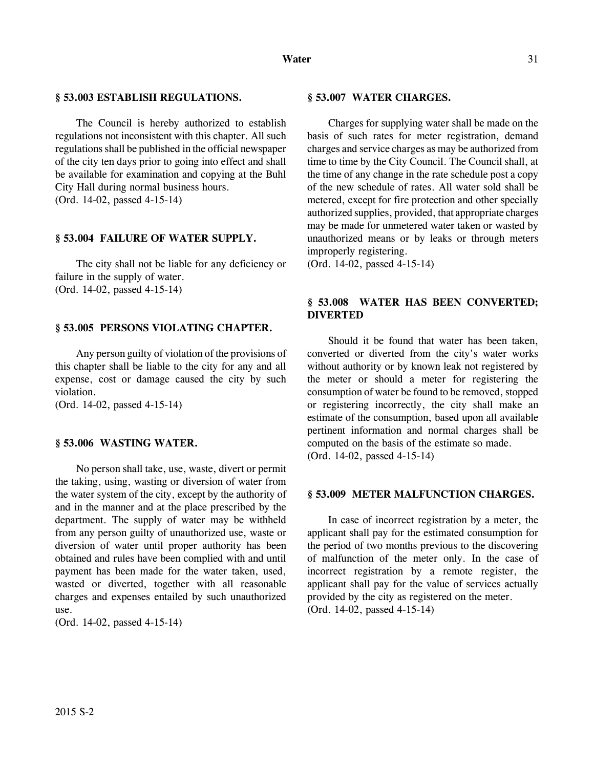### § 53.003 ESTABLISH REGULATIONS.

The Council is hereby authorized to establish regulations not inconsistent with this chapter. All such regulations shall be published in the official newspaper of the city ten days prior to going into effect and shall be available for examination and copying at the Buhl City Hall during normal business hours.
(Ord. 14-02, passed 4-15-14)

### § 53.004 FAILURE OF WATER SUPPLY.

The city shall not be liable for any deficiency or failure in the supply of water.
(Ord. 14-02, passed 4-15-14)

### § 53.005 PERSONS VIOLATING CHAPTER.

Any person guilty of violation of the provisions of this chapter shall be liable to the city for any and all expense, cost or damage caused the city by such violation.
(Ord. 14-02, passed 4-15-14)

### § 53.006 WASTING WATER.

No person shall take, use, waste, divert or permit the taking, using, wasting or diversion of water from the water system of the city, except by the authority of and in the manner and at the place prescribed by the department. The supply of water may be withheld from any person guilty of unauthorized use, waste or diversion of water until proper authority has been obtained and rules have been complied with and until payment has been made for the water taken, used, wasted or diverted, together with all reasonable charges and expenses entailed by such unauthorized use.
(Ord. 14-02, passed 4-15-14)

### § 53.007 WATER CHARGES.

Charges for supplying water shall be made on the basis of such rates for meter registration, demand charges and service charges as may be authorized from time to time by the City Council. The Council shall, at the time of any change in the rate schedule post a copy of the new schedule of rates. All water sold shall be metered, except for fire protection and other specially authorized supplies, provided, that appropriate charges may be made for unmetered water taken or wasted by unauthorized means or by leaks or through meters improperly registering.
(Ord. 14-02, passed 4-15-14)

### § 53.008 WATER HAS BEEN CONVERTED; DIVERTED

Should it be found that water has been taken, converted or diverted from the city's water works without authority or by known leak not registered by the meter or should a meter for registering the consumption of water be found to be removed, stopped or registering incorrectly, the city shall make an estimate of the consumption, based upon all available pertinent information and normal charges shall be computed on the basis of the estimate so made.
(Ord. 14-02, passed 4-15-14)

### § 53.009 METER MALFUNCTION CHARGES.

In case of incorrect registration by a meter, the applicant shall pay for the estimated consumption for the period of two months previous to the discovering of malfunction of the meter only. In the case of incorrect registration by a remote register, the applicant shall pay for the value of services actually provided by the city as registered on the meter.
(Ord. 14-02, passed 4-15-14)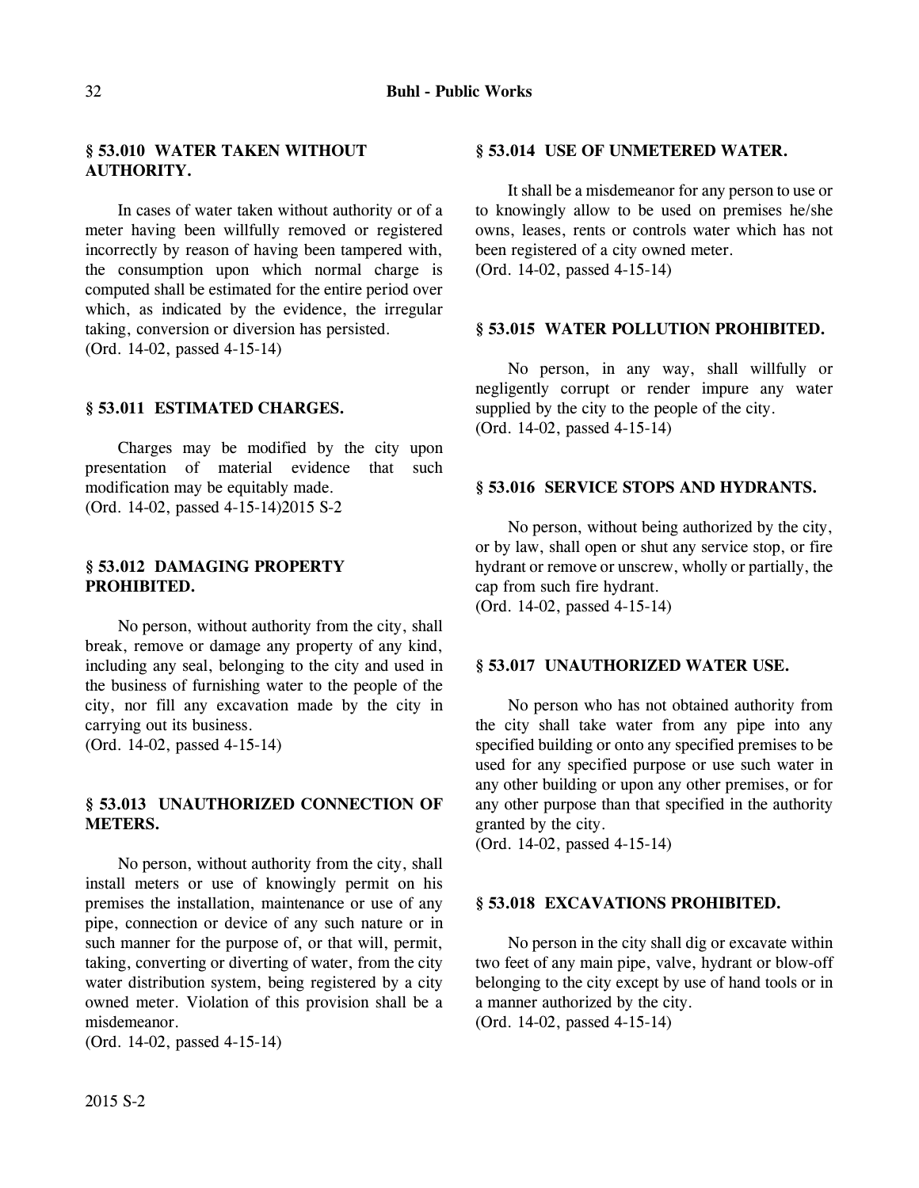### § 53.010 WATER TAKEN WITHOUT AUTHORITY.

In cases of water taken without authority or of a meter having been willfully removed or registered incorrectly by reason of having been tampered with, the consumption upon which normal charge is computed shall be estimated for the entire period over which, as indicated by the evidence, the irregular taking, conversion or diversion has persisted.
(Ord. 14-02, passed 4-15-14)

### § 53.011 ESTIMATED CHARGES.

Charges may be modified by the city upon presentation of material evidence that such modification may be equitably made.
(Ord. 14-02, passed 4-15-14)2015 S-2

### § 53.012 DAMAGING PROPERTY PROHIBITED.

No person, without authority from the city, shall break, remove or damage any property of any kind, including any seal, belonging to the city and used in the business of furnishing water to the people of the city, nor fill any excavation made by the city in carrying out its business.
(Ord. 14-02, passed 4-15-14)

### § 53.013 UNAUTHORIZED CONNECTION OF METERS.

No person, without authority from the city, shall install meters or use of knowingly permit on his premises the installation, maintenance or use of any pipe, connection or device of any such nature or in such manner for the purpose of, or that will, permit, taking, converting or diverting of water, from the city water distribution system, being registered by a city owned meter. Violation of this provision shall be a misdemeanor.
(Ord. 14-02, passed 4-15-14)

### § 53.014 USE OF UNMETERED WATER.

It shall be a misdemeanor for any person to use or to knowingly allow to be used on premises he/she owns, leases, rents or controls water which has not been registered of a city owned meter.
(Ord. 14-02, passed 4-15-14)

### § 53.015 WATER POLLUTION PROHIBITED.

No person, in any way, shall willfully or negligently corrupt or render impure any water supplied by the city to the people of the city.
(Ord. 14-02, passed 4-15-14)

### § 53.016 SERVICE STOPS AND HYDRANTS.

No person, without being authorized by the city, or by law, shall open or shut any service stop, or fire hydrant or remove or unscrew, wholly or partially, the cap from such fire hydrant.
(Ord. 14-02, passed 4-15-14)

### § 53.017 UNAUTHORIZED WATER USE.

No person who has not obtained authority from the city shall take water from any pipe into any specified building or onto any specified premises to be used for any specified purpose or use such water in any other building or upon any other premises, or for any other purpose than that specified in the authority granted by the city.
(Ord. 14-02, passed 4-15-14)

### § 53.018 EXCAVATIONS PROHIBITED.

No person in the city shall dig or excavate within two feet of any main pipe, valve, hydrant or blow-off belonging to the city except by use of hand tools or in a manner authorized by the city.
(Ord. 14-02, passed 4-15-14)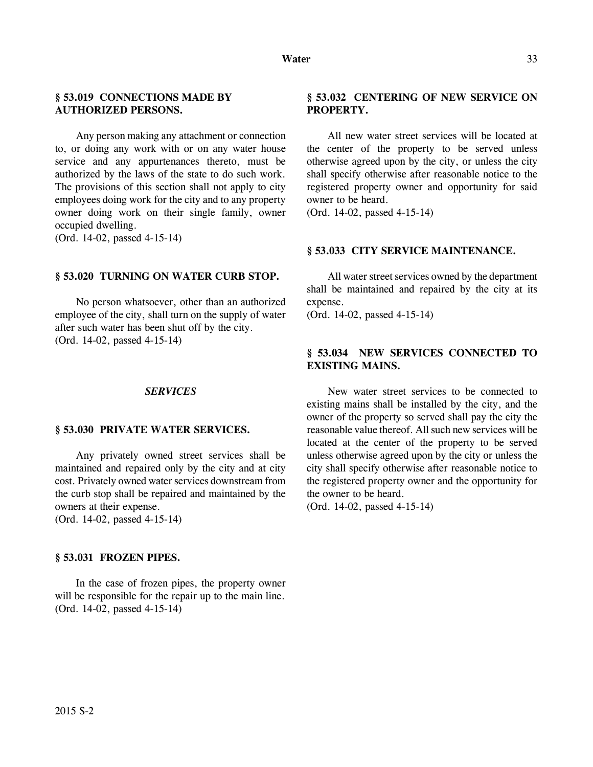### § 53.019 CONNECTIONS MADE BY AUTHORIZED PERSONS.

Any person making any attachment or connection to, or doing any work with or on any water house service and any appurtenances thereto, must be authorized by the laws of the state to do such work. The provisions of this section shall not apply to city employees doing work for the city and to any property owner doing work on their single family, owner occupied dwelling.
(Ord. 14-02, passed 4-15-14)

### § 53.020 TURNING ON WATER CURB STOP.

No person whatsoever, other than an authorized employee of the city, shall turn on the supply of water after such water has been shut off by the city.
(Ord. 14-02, passed 4-15-14)

## *SERVICES*

### § 53.030 PRIVATE WATER SERVICES.

Any privately owned street services shall be maintained and repaired only by the city and at city cost. Privately owned water services downstream from the curb stop shall be repaired and maintained by the owners at their expense.
(Ord. 14-02, passed 4-15-14)

### § 53.031 FROZEN PIPES.

In the case of frozen pipes, the property owner will be responsible for the repair up to the main line.
(Ord. 14-02, passed 4-15-14)

### § 53.032 CENTERING OF NEW SERVICE ON PROPERTY.

All new water street services will be located at the center of the property to be served unless otherwise agreed upon by the city, or unless the city shall specify otherwise after reasonable notice to the registered property owner and opportunity for said owner to be heard.
(Ord. 14-02, passed 4-15-14)

### § 53.033 CITY SERVICE MAINTENANCE.

All water street services owned by the department shall be maintained and repaired by the city at its expense.
(Ord. 14-02, passed 4-15-14)

### § 53.034 NEW SERVICES CONNECTED TO EXISTING MAINS.

New water street services to be connected to existing mains shall be installed by the city, and the owner of the property so served shall pay the city the reasonable value thereof. All such new services will be located at the center of the property to be served unless otherwise agreed upon by the city or unless the city shall specify otherwise after reasonable notice to the registered property owner and the opportunity for the owner to be heard.
(Ord. 14-02, passed 4-15-14)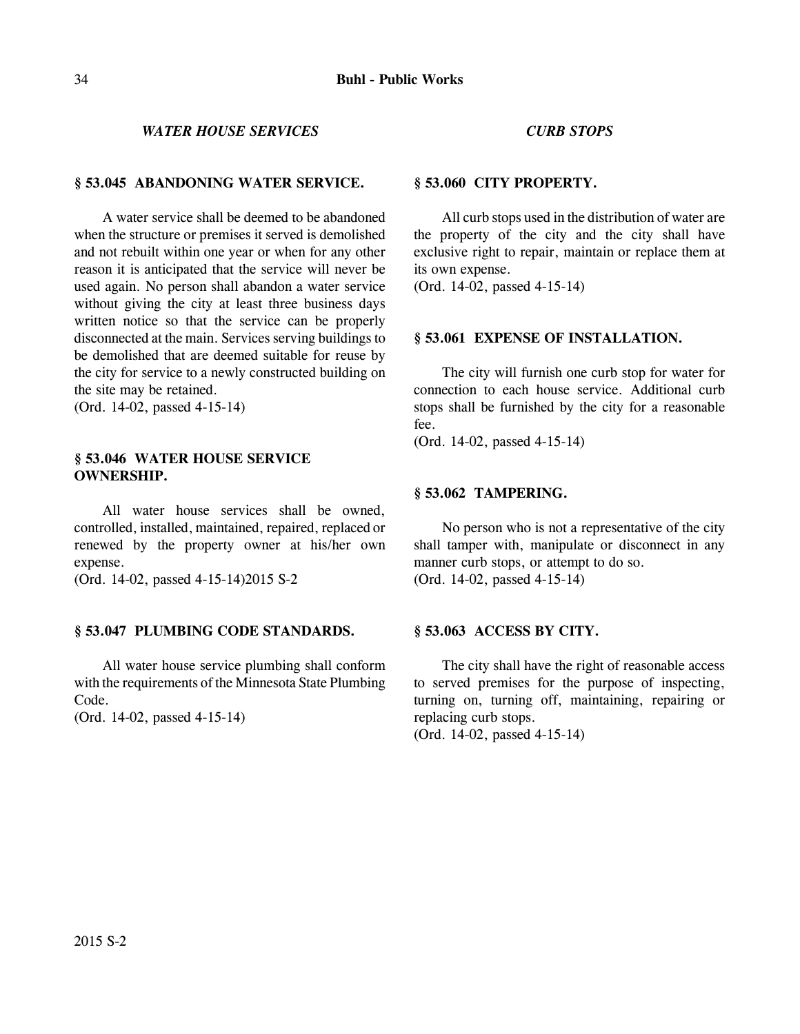*WATER HOUSE SERVICES*

### § 53.045 ABANDONING WATER SERVICE.

A water service shall be deemed to be abandoned when the structure or premises it served is demolished and not rebuilt within one year or when for any other reason it is anticipated that the service will never be used again. No person shall abandon a water service without giving the city at least three business days written notice so that the service can be properly disconnected at the main. Services serving buildings to be demolished that are deemed suitable for reuse by the city for service to a newly constructed building on the site may be retained.
(Ord. 14-02, passed 4-15-14)

### § 53.046 WATER HOUSE SERVICE OWNERSHIP.

All water house services shall be owned, controlled, installed, maintained, repaired, replaced or renewed by the property owner at his/her own expense.
(Ord. 14-02, passed 4-15-14)2015 S-2

### § 53.047 PLUMBING CODE STANDARDS.

All water house service plumbing shall conform with the requirements of the Minnesota State Plumbing Code.
(Ord. 14-02, passed 4-15-14)

*CURB STOPS*

### § 53.060 CITY PROPERTY.

All curb stops used in the distribution of water are the property of the city and the city shall have exclusive right to repair, maintain or replace them at its own expense.
(Ord. 14-02, passed 4-15-14)

### § 53.061 EXPENSE OF INSTALLATION.

The city will furnish one curb stop for water for connection to each house service. Additional curb stops shall be furnished by the city for a reasonable fee.
(Ord. 14-02, passed 4-15-14)

### § 53.062 TAMPERING.

No person who is not a representative of the city shall tamper with, manipulate or disconnect in any manner curb stops, or attempt to do so.
(Ord. 14-02, passed 4-15-14)

### § 53.063 ACCESS BY CITY.

The city shall have the right of reasonable access to served premises for the purpose of inspecting, turning on, turning off, maintaining, repairing or replacing curb stops.
(Ord. 14-02, passed 4-15-14)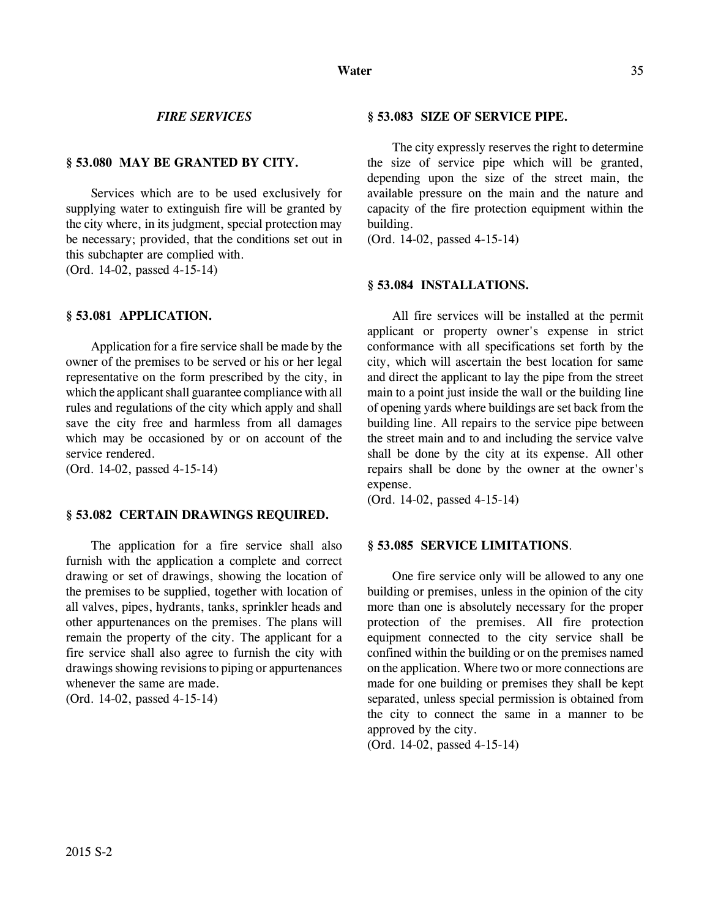*FIRE SERVICES*

### § 53.080 MAY BE GRANTED BY CITY.

Services which are to be used exclusively for supplying water to extinguish fire will be granted by the city where, in its judgment, special protection may be necessary; provided, that the conditions set out in this subchapter are complied with.
(Ord. 14-02, passed 4-15-14)

### § 53.081 APPLICATION.

Application for a fire service shall be made by the owner of the premises to be served or his or her legal representative on the form prescribed by the city, in which the applicant shall guarantee compliance with all rules and regulations of the city which apply and shall save the city free and harmless from all damages which may be occasioned by or on account of the service rendered.
(Ord. 14-02, passed 4-15-14)

### § 53.082 CERTAIN DRAWINGS REQUIRED.

The application for a fire service shall also furnish with the application a complete and correct drawing or set of drawings, showing the location of the premises to be supplied, together with location of all valves, pipes, hydrants, tanks, sprinkler heads and other appurtenances on the premises. The plans will remain the property of the city. The applicant for a fire service shall also agree to furnish the city with drawings showing revisions to piping or appurtenances whenever the same are made.
(Ord. 14-02, passed 4-15-14)

### § 53.083 SIZE OF SERVICE PIPE.

The city expressly reserves the right to determine the size of service pipe which will be granted, depending upon the size of the street main, the available pressure on the main and the nature and capacity of the fire protection equipment within the building.
(Ord. 14-02, passed 4-15-14)

### § 53.084 INSTALLATIONS.

All fire services will be installed at the permit applicant or property owner's expense in strict conformance with all specifications set forth by the city, which will ascertain the best location for same and direct the applicant to lay the pipe from the street main to a point just inside the wall or the building line of opening yards where buildings are set back from the building line. All repairs to the service pipe between the street main and to and including the service valve shall be done by the city at its expense. All other repairs shall be done by the owner at the owner's expense.
(Ord. 14-02, passed 4-15-14)

### § 53.085 SERVICE LIMITATIONS.

One fire service only will be allowed to any one building or premises, unless in the opinion of the city more than one is absolutely necessary for the proper protection of the premises. All fire protection equipment connected to the city service shall be confined within the building or on the premises named on the application. Where two or more connections are made for one building or premises they shall be kept separated, unless special permission is obtained from the city to connect the same in a manner to be approved by the city.
(Ord. 14-02, passed 4-15-14)

2015 S-2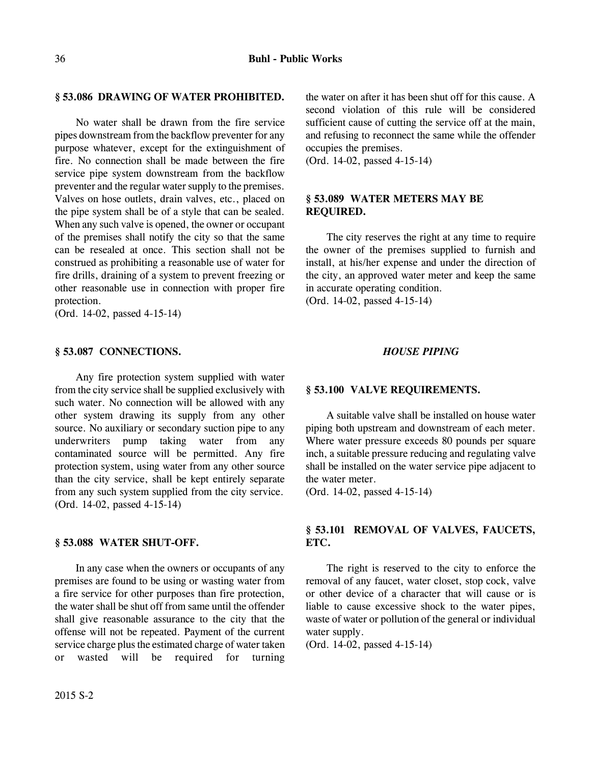### § 53.086 DRAWING OF WATER PROHIBITED.

No water shall be drawn from the fire service pipes downstream from the backflow preventer for any purpose whatever, except for the extinguishment of fire. No connection shall be made between the fire service pipe system downstream from the backflow preventer and the regular water supply to the premises. Valves on hose outlets, drain valves, etc., placed on the pipe system shall be of a style that can be sealed. When any such valve is opened, the owner or occupant of the premises shall notify the city so that the same can be resealed at once. This section shall not be construed as prohibiting a reasonable use of water for fire drills, draining of a system to prevent freezing or other reasonable use in connection with proper fire protection.
(Ord. 14-02, passed 4-15-14)

### § 53.087 CONNECTIONS.

Any fire protection system supplied with water from the city service shall be supplied exclusively with such water. No connection will be allowed with any other system drawing its supply from any other source. No auxiliary or secondary suction pipe to any underwriters pump taking water from any contaminated source will be permitted. Any fire protection system, using water from any other source than the city service, shall be kept entirely separate from any such system supplied from the city service.
(Ord. 14-02, passed 4-15-14)

### § 53.088 WATER SHUT-OFF.

In any case when the owners or occupants of any premises are found to be using or wasting water from a fire service for other purposes than fire protection, the water shall be shut off from same until the offender shall give reasonable assurance to the city that the offense will not be repeated. Payment of the current service charge plus the estimated charge of water taken or wasted will be required for turning the water on after it has been shut off for this cause. A second violation of this rule will be considered sufficient cause of cutting the service off at the main, and refusing to reconnect the same while the offender occupies the premises.
(Ord. 14-02, passed 4-15-14)

### § 53.089 WATER METERS MAY BE REQUIRED.

The city reserves the right at any time to require the owner of the premises supplied to furnish and install, at his/her expense and under the direction of the city, an approved water meter and keep the same in accurate operating condition.
(Ord. 14-02, passed 4-15-14)

## *HOUSE PIPING*

### § 53.100 VALVE REQUIREMENTS.

A suitable valve shall be installed on house water piping both upstream and downstream of each meter. Where water pressure exceeds 80 pounds per square inch, a suitable pressure reducing and regulating valve shall be installed on the water service pipe adjacent to the water meter.
(Ord. 14-02, passed 4-15-14)

### § 53.101 REMOVAL OF VALVES, FAUCETS, ETC.

The right is reserved to the city to enforce the removal of any faucet, water closet, stop cock, valve or other device of a character that will cause or is liable to cause excessive shock to the water pipes, waste of water or pollution of the general or individual water supply.
(Ord. 14-02, passed 4-15-14)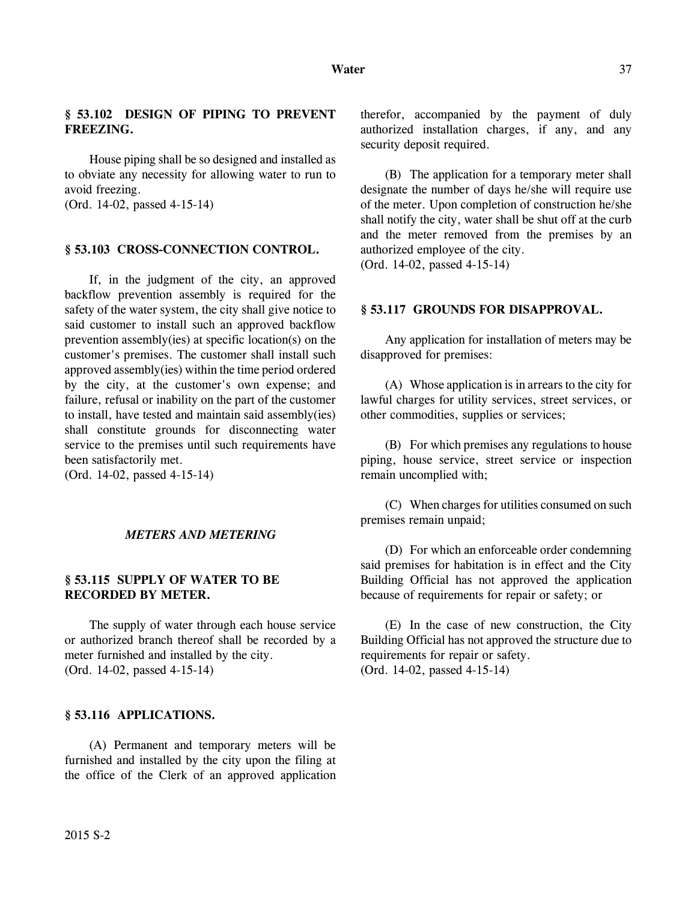### § 53.102 DESIGN OF PIPING TO PREVENT FREEZING.

House piping shall be so designed and installed as to obviate any necessity for allowing water to run to avoid freezing.
(Ord. 14-02, passed 4-15-14)

### § 53.103 CROSS-CONNECTION CONTROL.

If, in the judgment of the city, an approved backflow prevention assembly is required for the safety of the water system, the city shall give notice to said customer to install such an approved backflow prevention assembly(ies) at specific location(s) on the customer's premises. The customer shall install such approved assembly(ies) within the time period ordered by the city, at the customer's own expense; and failure, refusal or inability on the part of the customer to install, have tested and maintain said assembly(ies) shall constitute grounds for disconnecting water service to the premises until such requirements have been satisfactorily met.
(Ord. 14-02, passed 4-15-14)

## *METERS AND METERING*

### § 53.115 SUPPLY OF WATER TO BE RECORDED BY METER.

The supply of water through each house service or authorized branch thereof shall be recorded by a meter furnished and installed by the city.
(Ord. 14-02, passed 4-15-14)

### § 53.116 APPLICATIONS.

(A) Permanent and temporary meters will be furnished and installed by the city upon the filing at the office of the Clerk of an approved application therefor, accompanied by the payment of duly authorized installation charges, if any, and any security deposit required.

(B) The application for a temporary meter shall designate the number of days he/she will require use of the meter. Upon completion of construction he/she shall notify the city, water shall be shut off at the curb and the meter removed from the premises by an authorized employee of the city.
(Ord. 14-02, passed 4-15-14)

### § 53.117 GROUNDS FOR DISAPPROVAL.

Any application for installation of meters may be disapproved for premises:

(A) Whose application is in arrears to the city for lawful charges for utility services, street services, or other commodities, supplies or services;

(B) For which premises any regulations to house piping, house service, street service or inspection remain uncomplied with;

(C) When charges for utilities consumed on such premises remain unpaid;

(D) For which an enforceable order condemning said premises for habitation is in effect and the City Building Official has not approved the application because of requirements for repair or safety; or

(E) In the case of new construction, the City Building Official has not approved the structure due to requirements for repair or safety.
(Ord. 14-02, passed 4-15-14)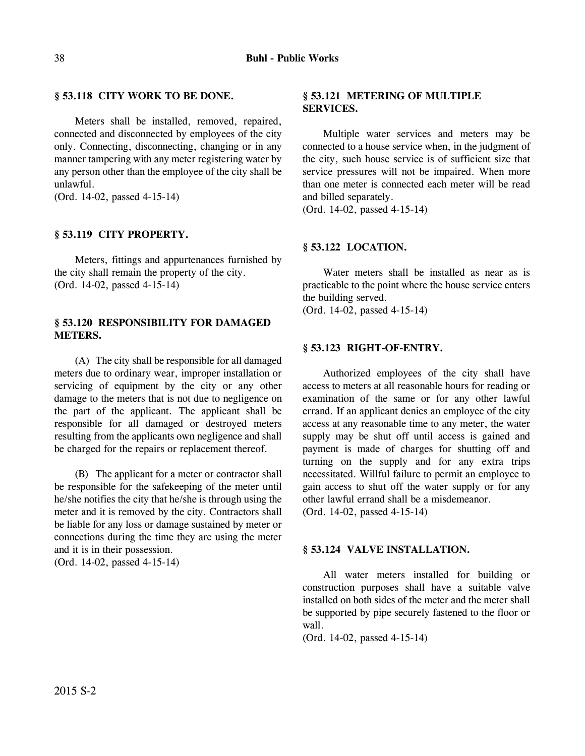### § 53.118 CITY WORK TO BE DONE.

Meters shall be installed, removed, repaired, connected and disconnected by employees of the city only. Connecting, disconnecting, changing or in any manner tampering with any meter registering water by any person other than the employee of the city shall be unlawful.
(Ord. 14-02, passed 4-15-14)

### § 53.119 CITY PROPERTY.

Meters, fittings and appurtenances furnished by the city shall remain the property of the city.
(Ord. 14-02, passed 4-15-14)

### § 53.120 RESPONSIBILITY FOR DAMAGED METERS.

(A) The city shall be responsible for all damaged meters due to ordinary wear, improper installation or servicing of equipment by the city or any other damage to the meters that is not due to negligence on the part of the applicant. The applicant shall be responsible for all damaged or destroyed meters resulting from the applicants own negligence and shall be charged for the repairs or replacement thereof.

(B) The applicant for a meter or contractor shall be responsible for the safekeeping of the meter until he/she notifies the city that he/she is through using the meter and it is removed by the city. Contractors shall be liable for any loss or damage sustained by meter or connections during the time they are using the meter and it is in their possession.
(Ord. 14-02, passed 4-15-14)

### § 53.121 METERING OF MULTIPLE SERVICES.

Multiple water services and meters may be connected to a house service when, in the judgment of the city, such house service is of sufficient size that service pressures will not be impaired. When more than one meter is connected each meter will be read and billed separately.
(Ord. 14-02, passed 4-15-14)

### § 53.122 LOCATION.

Water meters shall be installed as near as is practicable to the point where the house service enters the building served.
(Ord. 14-02, passed 4-15-14)

### § 53.123 RIGHT-OF-ENTRY.

Authorized employees of the city shall have access to meters at all reasonable hours for reading or examination of the same or for any other lawful errand. If an applicant denies an employee of the city access at any reasonable time to any meter, the water supply may be shut off until access is gained and payment is made of charges for shutting off and turning on the supply and for any extra trips necessitated. Willful failure to permit an employee to gain access to shut off the water supply or for any other lawful errand shall be a misdemeanor.
(Ord. 14-02, passed 4-15-14)

### § 53.124 VALVE INSTALLATION.

All water meters installed for building or construction purposes shall have a suitable valve installed on both sides of the meter and the meter shall be supported by pipe securely fastened to the floor or wall.
(Ord. 14-02, passed 4-15-14)